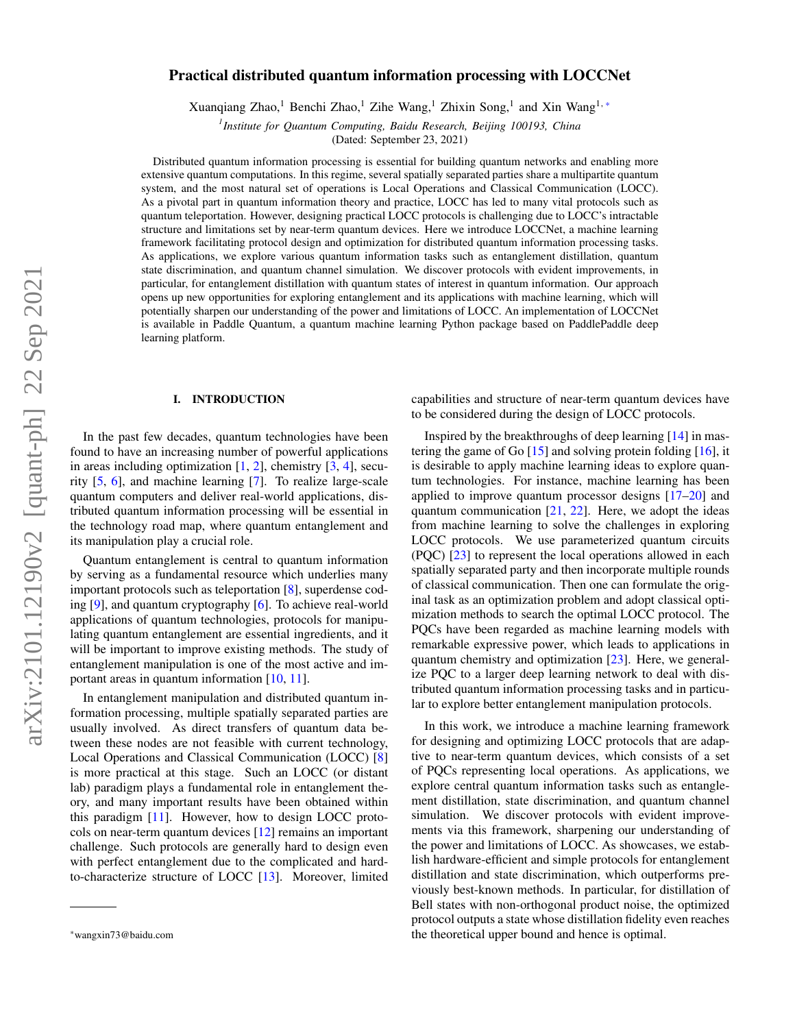# Practical distributed quantum information processing with LOCCNet

Xuanqiang Zhao,[1] Benchi Zhao,[1] Zihe Wang,[1] Zhixin Song,[1] and Xin Wang[1,*]

[1] *Institute for Quantum Computing, Baidu Research, Beijing 100193, China*

(Dated: September 23, 2021)

Distributed quantum information processing is essential for building quantum networks and enabling more extensive quantum computations. In this regime, several spatially separated parties share a multipartite quantum system, and the most natural set of operations is Local Operations and Classical Communication (LOCC). As a pivotal part in quantum information theory and practice, LOCC has led to many vital protocols such as quantum teleportation. However, designing practical LOCC protocols is challenging due to LOCC's intractable structure and limitations set by near-term quantum devices. Here we introduce LOCCNet, a machine learning framework facilitating protocol design and optimization for distributed quantum information processing tasks. As applications, we explore various quantum information tasks such as entanglement distillation, quantum state discrimination, and quantum channel simulation. We discover protocols with evident improvements, in particular, for entanglement distillation with quantum states of interest in quantum information. Our approach opens up new opportunities for exploring entanglement and its applications with machine learning, which will potentially sharpen our understanding of the power and limitations of LOCC. An implementation of LOCCNet is available in Paddle Quantum, a quantum machine learning Python package based on PaddlePaddle deep learning platform.

## I. INTRODUCTION

In the past few decades, quantum technologies have been found to have an increasing number of powerful applications in areas including optimization [1, 2], chemistry [3, 4], security [5, 6], and machine learning [7]. To realize large-scale quantum computers and deliver real-world applications, distributed quantum information processing will be essential in the technology road map, where quantum entanglement and its manipulation play a crucial role.

Quantum entanglement is central to quantum information by serving as a fundamental resource which underlies many important protocols such as teleportation [8], superdense coding [9], and quantum cryptography [6]. To achieve real-world applications of quantum technologies, protocols for manipulating quantum entanglement are essential ingredients, and it will be important to improve existing methods. The study of entanglement manipulation is one of the most active and important areas in quantum information [10, 11].

In entanglement manipulation and distributed quantum information processing, multiple spatially separated parties are usually involved. As direct transfers of quantum data between these nodes are not feasible with current technology, Local Operations and Classical Communication (LOCC) [8] is more practical at this stage. Such an LOCC (or distant lab) paradigm plays a fundamental role in entanglement theory, and many important results have been obtained within this paradigm [11]. However, how to design LOCC protocols on near-term quantum devices [12] remains an important challenge. Such protocols are generally hard to design even with perfect entanglement due to the complicated and hard-to-characterize structure of LOCC [13]. Moreover, limited capabilities and structure of near-term quantum devices have to be considered during the design of LOCC protocols.

Inspired by the breakthroughs of deep learning [14] in mastering the game of Go [15] and solving protein folding [16], it is desirable to apply machine learning ideas to explore quantum technologies. For instance, machine learning has been applied to improve quantum processor designs [17–20] and quantum communication [21, 22]. Here, we adopt the ideas from machine learning to solve the challenges in exploring LOCC protocols. We use parameterized quantum circuits (PQC) [23] to represent the local operations allowed in each spatially separated party and then incorporate multiple rounds of classical communication. Then one can formulate the original task as an optimization problem and adopt classical optimization methods to search the optimal LOCC protocol. The PQCs have been regarded as machine learning models with remarkable expressive power, which leads to applications in quantum chemistry and optimization [23]. Here, we generalize PQC to a larger deep learning network to deal with distributed quantum information processing tasks and in particular to explore better entanglement manipulation protocols.

In this work, we introduce a machine learning framework for designing and optimizing LOCC protocols that are adaptive to near-term quantum devices, which consists of a set of PQCs representing local operations. As applications, we explore central quantum information tasks such as entanglement distillation, state discrimination, and quantum channel simulation. We discover protocols with evident improvements via this framework, sharpening our understanding of the power and limitations of LOCC. As showcases, we establish hardware-efficient and simple protocols for entanglement distillation and state discrimination, which outperforms previously best-known methods. In particular, for distillation of Bell states with non-orthogonal product noise, the optimized protocol outputs a state whose distillation fidelity even reaches the theoretical upper bound and hence is optimal.

* wangxin73@baidu.com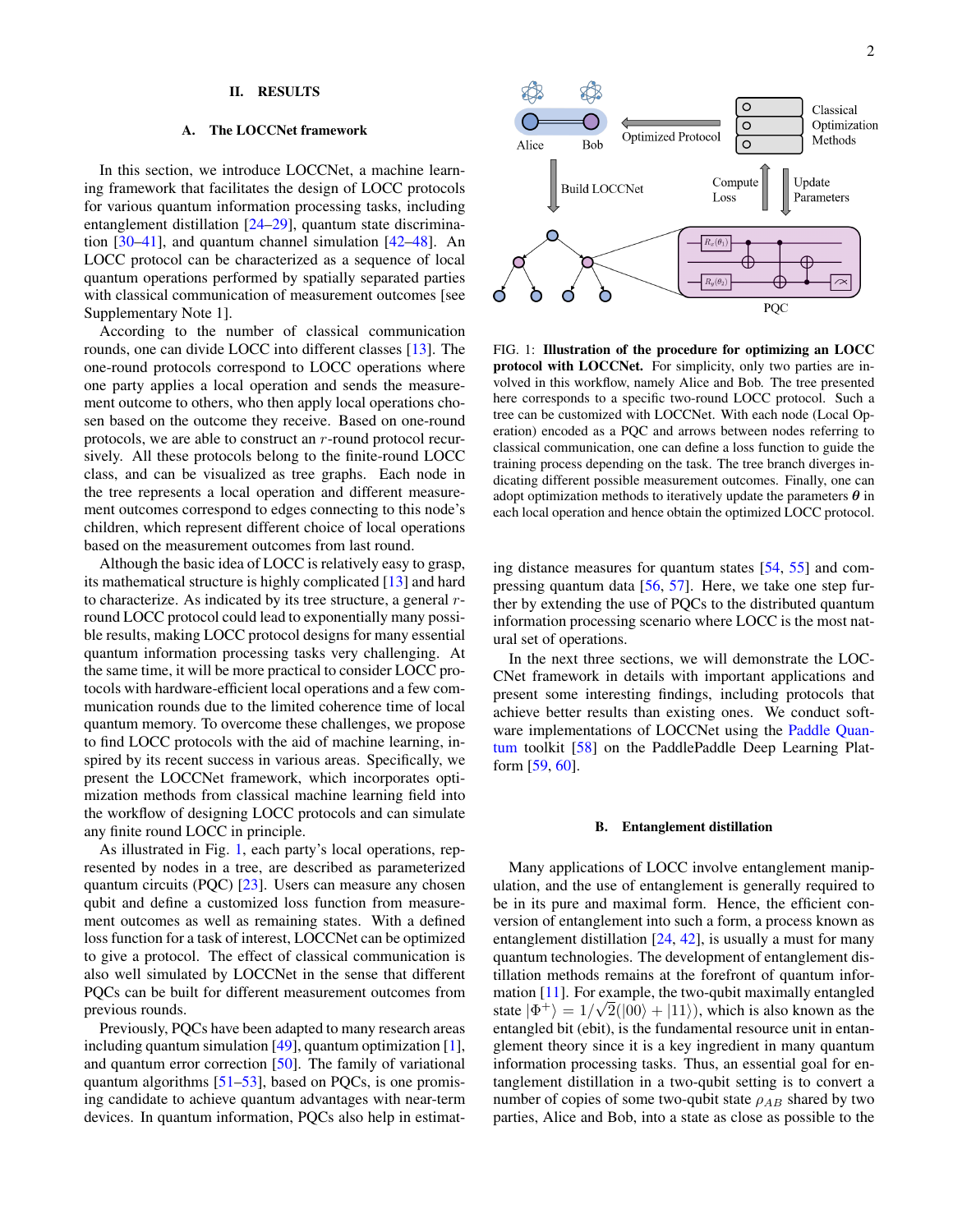## II. RESULTS

### A. The LOCCNet framework

In this section, we introduce LOCCNet, a machine learning framework that facilitates the design of LOCC protocols for various quantum information processing tasks, including entanglement distillation [24–29], quantum state discrimination [30–41], and quantum channel simulation [42–48]. An LOCC protocol can be characterized as a sequence of local quantum operations performed by spatially separated parties with classical communication of measurement outcomes [see Supplementary Note 1].

According to the number of classical communication rounds, one can divide LOCC into different classes [13]. The one-round protocols correspond to LOCC operations where one party applies a local operation and sends the measurement outcome to others, who then apply local operations chosen based on the outcome they receive. Based on one-round protocols, we are able to construct an $r$-round protocol recursively. All these protocols belong to the finite-round LOCC class, and can be visualized as tree graphs. Each node in the tree represents a local operation and different measurement outcomes correspond to edges connecting to this node's children, which represent different choice of local operations based on the measurement outcomes from last round.

Although the basic idea of LOCC is relatively easy to grasp, its mathematical structure is highly complicated [13] and hard to characterize. As indicated by its tree structure, a general $r$-round LOCC protocol could lead to exponentially many possible results, making LOCC protocol designs for many essential quantum information processing tasks very challenging. At the same time, it will be more practical to consider LOCC protocols with hardware-efficient local operations and a few communication rounds due to the limited coherence time of local quantum memory. To overcome these challenges, we propose to find LOCC protocols with the aid of machine learning, inspired by its recent success in various areas. Specifically, we present the LOCCNet framework, which incorporates optimization methods from classical machine learning field into the workflow of designing LOCC protocols and can simulate any finite round LOCC in principle.

As illustrated in Fig. 1, each party's local operations, represented by nodes in a tree, are described as parameterized quantum circuits (PQC) [23]. Users can measure any chosen qubit and define a customized loss function from measurement outcomes as well as remaining states. With a defined loss function for a task of interest, LOCCNet can be optimized to give a protocol. The effect of classical communication is also well simulated by LOCCNet in the sense that different PQCs can be built for different measurement outcomes from previous rounds.

Previously, PQCs have been adapted to many research areas including quantum simulation [49], quantum optimization [1], and quantum error correction [50]. The family of variational quantum algorithms [51–53], based on PQCs, is one promising candidate to achieve quantum advantages with near-term devices. In quantum information, PQCs also help in estimating distance measures for quantum states [54, 55] and compressing quantum data [56, 57]. Here, we take one step further by extending the use of PQCs to the distributed quantum information processing scenario where LOCC is the most natural set of operations.

FIG. 1: **Illustration of the procedure for optimizing an LOCC protocol with LOCCNet.** For simplicity, only two parties are involved in this workflow, namely Alice and Bob. The tree presented here corresponds to a specific two-round LOCC protocol. Such a tree can be customized with LOCCNet. With each node (Local Operation) encoded as a PQC and arrows between nodes referring to classical communication, one can define a loss function to guide the training process depending on the task. The tree branch diverges indicating different possible measurement outcomes. Finally, one can adopt optimization methods to iteratively update the parameters $\boldsymbol{\theta}$ in each local operation and hence obtain the optimized LOCC protocol.

In the next three sections, we will demonstrate the LOCCNet framework in details with important applications and present some interesting findings, including protocols that achieve better results than existing ones. We conduct software implementations of LOCCNet using the Paddle Quantum toolkit [58] on the PaddlePaddle Deep Learning Platform [59, 60].

### B. Entanglement distillation

Many applications of LOCC involve entanglement manipulation, and the use of entanglement is generally required to be in its pure and maximal form. Hence, the efficient conversion of entanglement into such a form, a process known as entanglement distillation [24, 42], is usually a must for many quantum technologies. The development of entanglement distillation methods remains at the forefront of quantum information [11]. For example, the two-qubit maximally entangled state $|\Phi^+\rangle = 1/\sqrt{2}(|00\rangle + |11\rangle)$, which is also known as the entangled bit (ebit), is the fundamental resource unit in entanglement theory since it is a key ingredient in many quantum information processing tasks. Thus, an essential goal for entanglement distillation in a two-qubit setting is to convert a number of copies of some two-qubit state $\rho_{AB}$ shared by two parties, Alice and Bob, into a state as close as possible to the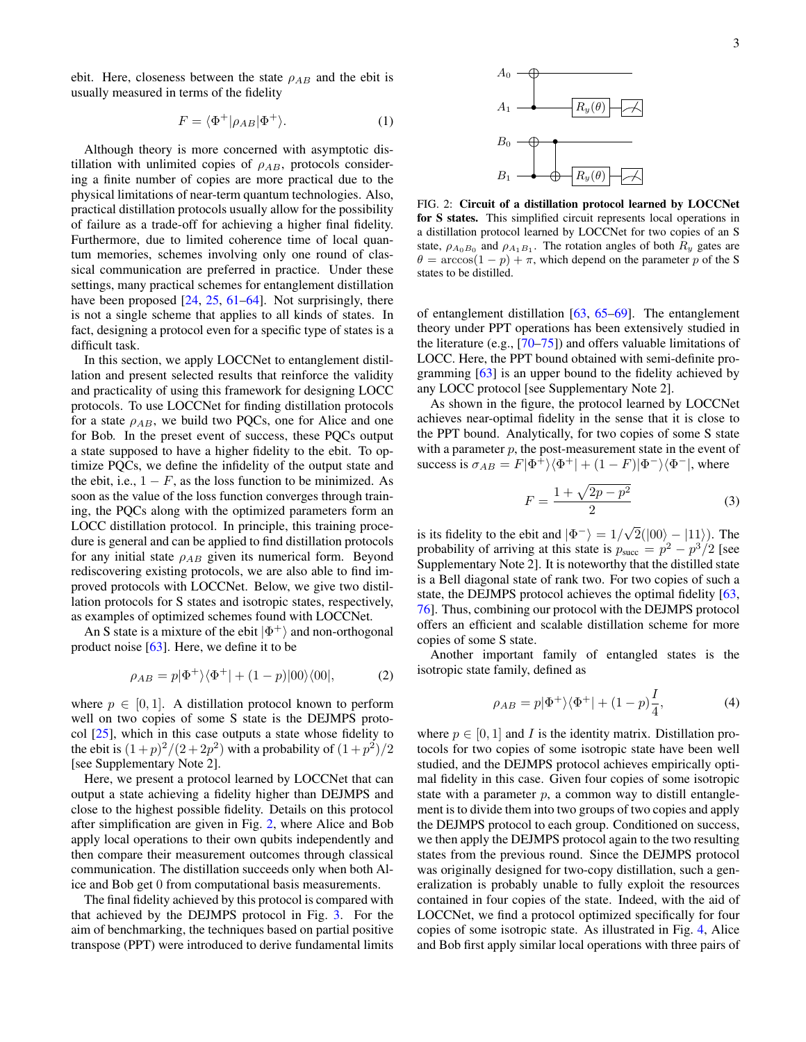ebit. Here, closeness between the state $\rho_{AB}$ and the ebit is usually measured in terms of the fidelity

$$F = \langle\Phi^+|\rho_{AB}|\Phi^+\rangle. \tag{1}$$

Although theory is more concerned with asymptotic distillation with unlimited copies of $\rho_{AB}$, protocols considering a finite number of copies are more practical due to the physical limitations of near-term quantum technologies. Also, practical distillation protocols usually allow for the possibility of failure as a trade-off for achieving a higher final fidelity. Furthermore, due to limited coherence time of local quantum memories, schemes involving only one round of classical communication are preferred in practice. Under these settings, many practical schemes for entanglement distillation have been proposed [24, 25, 61–64]. Not surprisingly, there is not a single scheme that applies to all kinds of states. In fact, designing a protocol even for a specific type of states is a difficult task.

In this section, we apply LOCCNet to entanglement distillation and present selected results that reinforce the validity and practicality of using this framework for designing LOCC protocols. To use LOCCNet for finding distillation protocols for a state $\rho_{AB}$, we build two PQCs, one for Alice and one for Bob. In the preset event of success, these PQCs output a state supposed to have a higher fidelity to the ebit. To optimize PQCs, we define the infidelity of the output state and the ebit, i.e., $1-F$, as the loss function to be minimized. As soon as the value of the loss function converges through training, the PQCs along with the optimized parameters form an LOCC distillation protocol. In principle, this training procedure is general and can be applied to find distillation protocols for any initial state $\rho_{AB}$ given its numerical form. Beyond rediscovering existing protocols, we are also able to find improved protocols with LOCCNet. Below, we give two distillation protocols for S states and isotropic states, respectively, as examples of optimized schemes found with LOCCNet.

An S state is a mixture of the ebit $|\Phi^+\rangle$ and non-orthogonal product noise [63]. Here, we define it to be

$$\rho_{AB} = p|\Phi^+\rangle\langle\Phi^+| + (1-p)|00\rangle\langle 00|, \tag{2}$$

where $p \in [0,1]$. A distillation protocol known to perform well on two copies of some S state is the DEJMPS protocol [25], which in this case outputs a state whose fidelity to the ebit is $(1+p)^2/(2+2p^2)$ with a probability of $(1+p^2)/2$ [see Supplementary Note 2].

Here, we present a protocol learned by LOCCNet that can output a state achieving a fidelity higher than DEJMPS and close to the highest possible fidelity. Details on this protocol after simplification are given in Fig. 2, where Alice and Bob apply local operations to their own qubits independently and then compare their measurement outcomes through classical communication. The distillation succeeds only when both Alice and Bob get 0 from computational basis measurements.

The final fidelity achieved by this protocol is compared with that achieved by the DEJMPS protocol in Fig. 3. For the aim of benchmarking, the techniques based on partial positive transpose (PPT) were introduced to derive fundamental limits of entanglement distillation [63, 65–69]. The entanglement theory under PPT operations has been extensively studied in the literature (e.g., [70–75]) and offers valuable limitations of LOCC. Here, the PPT bound obtained with semi-definite programming [63] is an upper bound to the fidelity achieved by any LOCC protocol [see Supplementary Note 2].

FIG. 2: **Circuit of a distillation protocol learned by LOCCNet for S states.** This simplified circuit represents local operations in a distillation protocol learned by LOCCNet for two copies of an S state, $\rho_{A_0B_0}$ and $\rho_{A_1B_1}$. The rotation angles of both $R_y$ gates are $\theta = \arccos(1-p) + \pi$, which depend on the parameter $p$ of the S states to be distilled.

As shown in the figure, the protocol learned by LOCCNet achieves near-optimal fidelity in the sense that it is close to the PPT bound. Analytically, for two copies of some S state with a parameter $p$, the post-measurement state in the event of success is $\sigma_{AB} = F|\Phi^+\rangle\langle\Phi^+| + (1-F)|\Phi^-\rangle\langle\Phi^-|$, where

$$F = \frac{1+\sqrt{2p-p^2}}{2} \tag{3}$$

is its fidelity to the ebit and $|\Phi^-\rangle = 1/\sqrt{2}(|00\rangle - |11\rangle)$. The probability of arriving at this state is $p_{\text{succ}} = p^2 - p^3/2$ [see Supplementary Note 2]. It is noteworthy that the distilled state is a Bell diagonal state of rank two. For two copies of such a state, the DEJMPS protocol achieves the optimal fidelity [63, 76]. Thus, combining our protocol with the DEJMPS protocol offers an efficient and scalable distillation scheme for more copies of some S state.

Another important family of entangled states is the isotropic state family, defined as

$$\rho_{AB} = p|\Phi^+\rangle\langle\Phi^+| + (1-p)\frac{I}{4}, \tag{4}$$

where $p \in [0,1]$ and $I$ is the identity matrix. Distillation protocols for two copies of some isotropic state have been well studied, and the DEJMPS protocol achieves empirically optimal fidelity in this case. Given four copies of some isotropic state with a parameter $p$, a common way to distill entanglement is to divide them into two groups of two copies and apply the DEJMPS protocol to each group. Conditioned on success, we then apply the DEJMPS protocol again to the two resulting states from the previous round. Since the DEJMPS protocol was originally designed for two-copy distillation, such a generalization is probably unable to fully exploit the resources contained in four copies of the state. Indeed, with the aid of LOCCNet, we find a protocol optimized specifically for four copies of some isotropic state. As illustrated in Fig. 4, Alice and Bob first apply similar local operations with three pairs of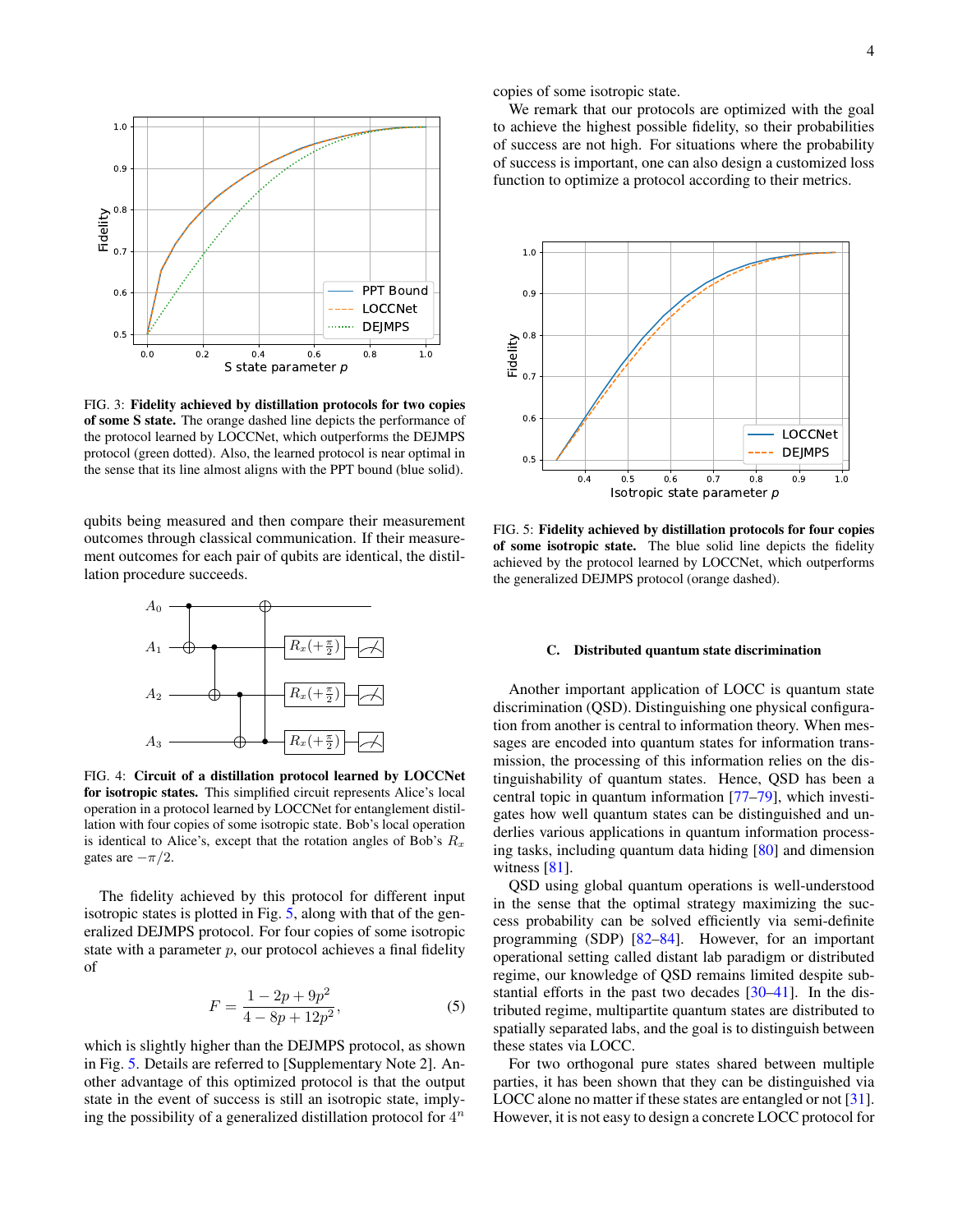FIG. 3: **Fidelity achieved by distillation protocols for two copies of some S state.** The orange dashed line depicts the performance of the protocol learned by LOCCNet, which outperforms the DEJMPS protocol (green dotted). Also, the learned protocol is near optimal in the sense that its line almost aligns with the PPT bound (blue solid).

qubits being measured and then compare their measurement outcomes through classical communication. If their measurement outcomes for each pair of qubits are identical, the distillation procedure succeeds.

FIG. 4: **Circuit of a distillation protocol learned by LOCCNet for isotropic states.** This simplified circuit represents Alice's local operation in a protocol learned by LOCCNet for entanglement distillation with four copies of some isotropic state. Bob's local operation is identical to Alice's, except that the rotation angles of Bob's $R_x$ gates are $-\pi/2$.

The fidelity achieved by this protocol for different input isotropic states is plotted in Fig. 5, along with that of the generalized DEJMPS protocol. For four copies of some isotropic state with a parameter $p$, our protocol achieves a final fidelity of

$$F = \frac{1 - 2p + 9p^2}{4 - 8p + 12p^2}, \tag{5}$$

which is slightly higher than the DEJMPS protocol, as shown in Fig. 5. Details are referred to [Supplementary Note 2]. Another advantage of this optimized protocol is that the output state in the event of success is still an isotropic state, implying the possibility of a generalized distillation protocol for $4^n$ copies of some isotropic state.

We remark that our protocols are optimized with the goal to achieve the highest possible fidelity, so their probabilities of success are not high. For situations where the probability of success is important, one can also design a customized loss function to optimize a protocol according to their metrics.

FIG. 5: **Fidelity achieved by distillation protocols for four copies of some isotropic state.** The blue solid line depicts the fidelity achieved by the protocol learned by LOCCNet, which outperforms the generalized DEJMPS protocol (orange dashed).

### C. Distributed quantum state discrimination

Another important application of LOCC is quantum state discrimination (QSD). Distinguishing one physical configuration from another is central to information theory. When messages are encoded into quantum states for information transmission, the processing of this information relies on the distinguishability of quantum states. Hence, QSD has been a central topic in quantum information [77–79], which investigates how well quantum states can be distinguished and underlies various applications in quantum information processing tasks, including quantum data hiding [80] and dimension witness [81].

QSD using global quantum operations is well-understood in the sense that the optimal strategy maximizing the success probability can be solved efficiently via semi-definite programming (SDP) [82–84]. However, for an important operational setting called distant lab paradigm or distributed regime, our knowledge of QSD remains limited despite substantial efforts in the past two decades [30–41]. In the distributed regime, multipartite quantum states are distributed to spatially separated labs, and the goal is to distinguish between these states via LOCC.

For two orthogonal pure states shared between multiple parties, it has been shown that they can be distinguished via LOCC alone no matter if these states are entangled or not [31]. However, it is not easy to design a concrete LOCC protocol for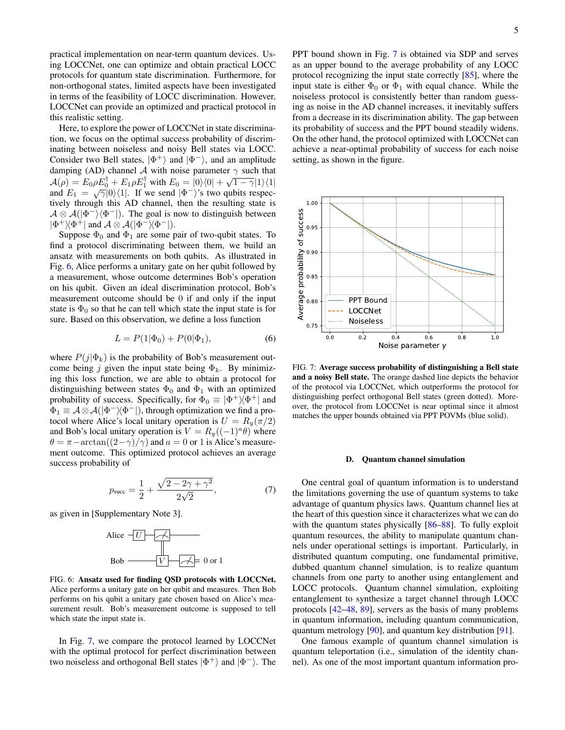practical implementation on near-term quantum devices. Using LOCCNet, one can optimize and obtain practical LOCC protocols for quantum state discrimination. Furthermore, for non-orthogonal states, limited aspects have been investigated in terms of the feasibility of LOCC discrimination. However, LOCCNet can provide an optimized and practical protocol in this realistic setting.

Here, to explore the power of LOCCNet in state discrimination, we focus on the optimal success probability of discriminating between noiseless and noisy Bell states via LOCC. Consider two Bell states, $|\Phi^+\rangle$ and $|\Phi^-\rangle$, and an amplitude damping (AD) channel $\mathcal{A}$ with noise parameter $\gamma$ such that $\mathcal{A}(\rho) = E_0\rho E_0^\dagger + E_1\rho E_1^\dagger$ with $E_0 = |0\rangle\langle 0| + \sqrt{1-\gamma}|1\rangle\langle 1|$ and $E_1 = \sqrt{\gamma}|0\rangle\langle 1|$. If we send $|\Phi^-\rangle$'s two qubits respectively through this AD channel, then the resulting state is $\mathcal{A}\otimes\mathcal{A}(|\Phi^-\rangle\langle\Phi^-|)$. The goal is now to distinguish between $|\Phi^+\rangle\langle\Phi^+|$ and $\mathcal{A}\otimes\mathcal{A}(|\Phi^-\rangle\langle\Phi^-|)$.

Suppose $\Phi_0$ and $\Phi_1$ are some pair of two-qubit states. To find a protocol discriminating between them, we build an ansatz with measurements on both qubits. As illustrated in Fig. 6, Alice performs a unitary gate on her qubit followed by a measurement, whose outcome determines Bob's operation on his qubit. Given an ideal discrimination protocol, Bob's measurement outcome should be 0 if and only if the input state is $\Phi_0$ so that he can tell which state the input state is for sure. Based on this observation, we define a loss function

$$L = P(1|\Phi_0) + P(0|\Phi_1), \tag{6}$$

where $P(j|\Phi_k)$ is the probability of Bob's measurement outcome being $j$ given the input state being $\Phi_k$. By minimizing this loss function, we are able to obtain a protocol for distinguishing between states $\Phi_0$ and $\Phi_1$ with an optimized probability of success. Specifically, for $\Phi_0 \equiv |\Phi^+\rangle\langle\Phi^+|$ and $\Phi_1 \equiv \mathcal{A}\otimes\mathcal{A}(|\Phi^-\rangle\langle\Phi^-|)$, through optimization we find a protocol where Alice's local unitary operation is $U = R_y(\pi/2)$ and Bob's local unitary operation is $V = R_y((-1)^a\theta)$ where $\theta = \pi - \arctan((2-\gamma)/\gamma)$ and $a = 0$ or 1 is Alice's measurement outcome. This optimized protocol achieves an average success probability of

$$p_{\text{succ}} = \frac{1}{2} + \frac{\sqrt{2-2\gamma+\gamma^2}}{2\sqrt{2}}, \tag{7}$$

as given in [Supplementary Note 3].

FIG. 6: **Ansatz used for finding QSD protocols with LOCCNet.** Alice performs a unitary gate on her qubit and measures. Then Bob performs on his qubit a unitary gate chosen based on Alice's measurement result. Bob's measurement outcome is supposed to tell which state the input state is.

In Fig. 7, we compare the protocol learned by LOCCNet with the optimal protocol for perfect discrimination between two noiseless and orthogonal Bell states $|\Phi^+\rangle$ and $|\Phi^-\rangle$. The PPT bound shown in Fig. 7 is obtained via SDP and serves as an upper bound to the average probability of any LOCC protocol recognizing the input state correctly [85], where the input state is either $\Phi_0$ or $\Phi_1$ with equal chance. While the noiseless protocol is consistently better than random guessing as noise in the AD channel increases, it inevitably suffers from a decrease in its discrimination ability. The gap between its probability of success and the PPT bound steadily widens. On the other hand, the protocol optimized with LOCCNet can achieve a near-optimal probability of success for each noise setting, as shown in the figure.

FIG. 7: **Average success probability of distinguishing a Bell state and a noisy Bell state.** The orange dashed line depicts the behavior of the protocol via LOCCNet, which outperforms the protocol for distinguishing perfect orthogonal Bell states (green dotted). Moreover, the protocol from LOCCNet is near optimal since it almost matches the upper bounds obtained via PPT POVMs (blue solid).

### D. Quantum channel simulation

One central goal of quantum information is to understand the limitations governing the use of quantum systems to take advantage of quantum physics laws. Quantum channel lies at the heart of this question since it characterizes what we can do with the quantum states physically [86–88]. To fully exploit quantum resources, the ability to manipulate quantum channels under operational settings is important. Particularly, in distributed quantum computing, one fundamental primitive, dubbed quantum channel simulation, is to realize quantum channels from one party to another using entanglement and LOCC protocols. Quantum channel simulation, exploiting entanglement to synthesize a target channel through LOCC protocols [42–48, 89], servers as the basis of many problems in quantum information, including quantum communication, quantum metrology [90], and quantum key distribution [91].

One famous example of quantum channel simulation is quantum teleportation (i.e., simulation of the identity channel). As one of the most important quantum information pro-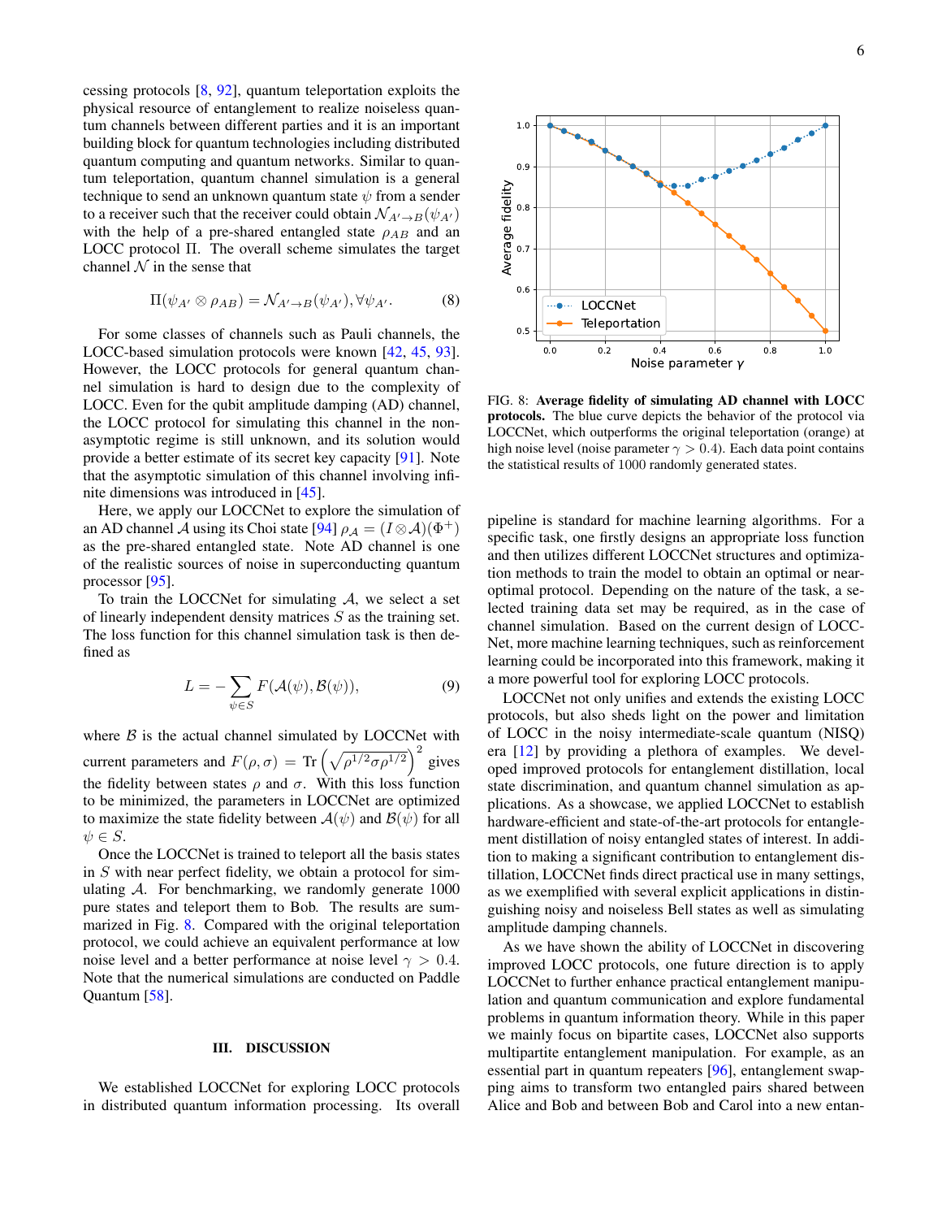cessing protocols [8, 92], quantum teleportation exploits the physical resource of entanglement to realize noiseless quantum channels between different parties and it is an important building block for quantum technologies including distributed quantum computing and quantum networks. Similar to quantum teleportation, quantum channel simulation is a general technique to send an unknown quantum state $\psi$ from a sender to a receiver such that the receiver could obtain $\mathcal{N}_{A'\to B}(\psi_{A'})$ with the help of a pre-shared entangled state $\rho_{AB}$ and an LOCC protocol $\Pi$. The overall scheme simulates the target channel $\mathcal{N}$ in the sense that

$$\Pi(\psi_{A'} \otimes \rho_{AB}) = \mathcal{N}_{A'\to B}(\psi_{A'}), \forall \psi_{A'}. \tag{8}$$

For some classes of channels such as Pauli channels, the LOCC-based simulation protocols were known [42, 45, 93]. However, the LOCC protocols for general quantum channel simulation is hard to design due to the complexity of LOCC. Even for the qubit amplitude damping (AD) channel, the LOCC protocol for simulating this channel in the non-asymptotic regime is still unknown, and its solution would provide a better estimate of its secret key capacity [91]. Note that the asymptotic simulation of this channel involving infinite dimensions was introduced in [45].

Here, we apply our LOCCNet to explore the simulation of an AD channel $\mathcal{A}$ using its Choi state [94] $\rho_{\mathcal{A}} = (I \otimes \mathcal{A})(\Phi^+)$ as the pre-shared entangled state. Note AD channel is one of the realistic sources of noise in superconducting quantum processor [95].

To train the LOCCNet for simulating $\mathcal{A}$, we select a set of linearly independent density matrices $S$ as the training set. The loss function for this channel simulation task is then defined as

$$L = -\sum_{\psi \in S} F(\mathcal{A}(\psi), \mathcal{B}(\psi)), \tag{9}$$

where $\mathcal{B}$ is the actual channel simulated by LOCCNet with current parameters and $F(\rho, \sigma) = \operatorname{Tr}\left(\sqrt{\rho^{1/2}\sigma\rho^{1/2}}\right)^2$ gives the fidelity between states $\rho$ and $\sigma$. With this loss function to be minimized, the parameters in LOCCNet are optimized to maximize the state fidelity between $\mathcal{A}(\psi)$ and $\mathcal{B}(\psi)$ for all $\psi \in S$.

Once the LOCCNet is trained to teleport all the basis states in $S$ with near perfect fidelity, we obtain a protocol for simulating $\mathcal{A}$. For benchmarking, we randomly generate 1000 pure states and teleport them to Bob. The results are summarized in Fig. 8. Compared with the original teleportation protocol, we could achieve an equivalent performance at low noise level and a better performance at noise level $\gamma > 0.4$. Note that the numerical simulations are conducted on Paddle Quantum [58].

FIG. 8: **Average fidelity of simulating AD channel with LOCC protocols.** The blue curve depicts the behavior of the protocol via LOCCNet, which outperforms the original teleportation (orange) at high noise level (noise parameter $\gamma > 0.4$). Each data point contains the statistical results of 1000 randomly generated states.

## III. DISCUSSION

We established LOCCNet for exploring LOCC protocols in distributed quantum information processing. Its overall pipeline is standard for machine learning algorithms. For a specific task, one firstly designs an appropriate loss function and then utilizes different LOCCNet structures and optimization methods to train the model to obtain an optimal or near-optimal protocol. Depending on the nature of the task, a selected training data set may be required, as in the case of channel simulation. Based on the current design of LOCCNet, more machine learning techniques, such as reinforcement learning could be incorporated into this framework, making it a more powerful tool for exploring LOCC protocols.

LOCCNet not only unifies and extends the existing LOCC protocols, but also sheds light on the power and limitation of LOCC in the noisy intermediate-scale quantum (NISQ) era [12] by providing a plethora of examples. We developed improved protocols for entanglement distillation, local state discrimination, and quantum channel simulation as applications. As a showcase, we applied LOCCNet to establish hardware-efficient and state-of-the-art protocols for entanglement distillation of noisy entangled states of interest. In addition to making a significant contribution to entanglement distillation, LOCCNet finds direct practical use in many settings, as we exemplified with several explicit applications in distinguishing noisy and noiseless Bell states as well as simulating amplitude damping channels.

As we have shown the ability of LOCCNet in discovering improved LOCC protocols, one future direction is to apply LOCCNet to further enhance practical entanglement manipulation and quantum communication and explore fundamental problems in quantum information theory. While in this paper we mainly focus on bipartite cases, LOCCNet also supports multipartite entanglement manipulation. For example, as an essential part in quantum repeaters [96], entanglement swapping aims to transform two entangled pairs shared between Alice and Bob and between Bob and Carol into a new entan-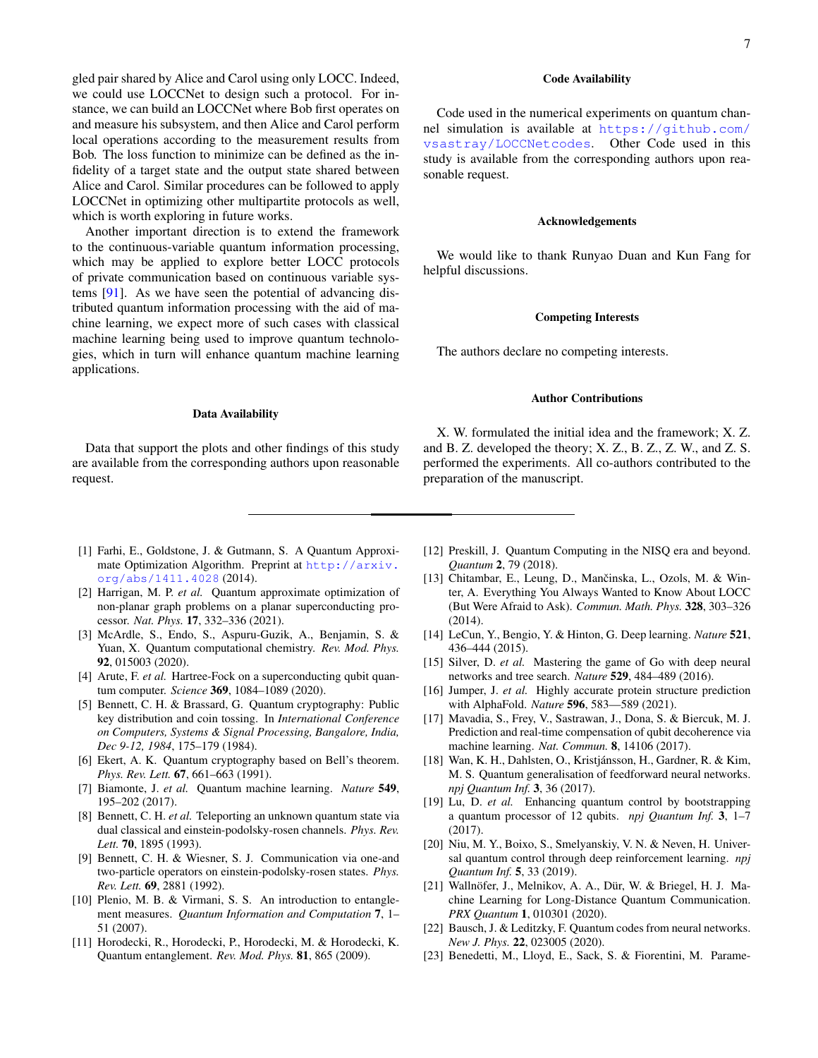gled pair shared by Alice and Carol using only LOCC. Indeed, we could use LOCCNet to design such a protocol. For instance, we can build an LOCCNet where Bob first operates on and measure his subsystem, and then Alice and Carol perform local operations according to the measurement results from Bob. The loss function to minimize can be defined as the infidelity of a target state and the output state shared between Alice and Carol. Similar procedures can be followed to apply LOCCNet in optimizing other multipartite protocols as well, which is worth exploring in future works.

Another important direction is to extend the framework to the continuous-variable quantum information processing, which may be applied to explore better LOCC protocols of private communication based on continuous variable systems [91]. As we have seen the potential of advancing distributed quantum information processing with the aid of machine learning, we expect more of such cases with classical machine learning being used to improve quantum technologies, which in turn will enhance quantum machine learning applications.

### Data Availability

Data that support the plots and other findings of this study are available from the corresponding authors upon reasonable request.

### Code Availability

Code used in the numerical experiments on quantum channel simulation is available at https://github.com/vsastray/LOCCNetcodes. Other Code used in this study is available from the corresponding authors upon reasonable request.

### Acknowledgements

We would like to thank Runyao Duan and Kun Fang for helpful discussions.

### Competing Interests

The authors declare no competing interests.

### Author Contributions

X. W. formulated the initial idea and the framework; X. Z. and B. Z. developed the theory; X. Z., B. Z., Z. W., and Z. S. performed the experiments. All co-authors contributed to the preparation of the manuscript.

---

[1] Farhi, E., Goldstone, J. & Gutmann, S. A Quantum Approximate Optimization Algorithm. Preprint at http://arxiv.org/abs/1411.4028 (2014).

[2] Harrigan, M. P. *et al.* Quantum approximate optimization of non-planar graph problems on a planar superconducting processor. *Nat. Phys.* **17**, 332–336 (2021).

[3] McArdle, S., Endo, S., Aspuru-Guzik, A., Benjamin, S. & Yuan, X. Quantum computational chemistry. *Rev. Mod. Phys.* **92**, 015003 (2020).

[4] Arute, F. *et al.* Hartree-Fock on a superconducting qubit quantum computer. *Science* **369**, 1084–1089 (2020).

[5] Bennett, C. H. & Brassard, G. Quantum cryptography: Public key distribution and coin tossing. In *International Conference on Computers, Systems & Signal Processing, Bangalore, India, Dec 9-12, 1984*, 175–179 (1984).

[6] Ekert, A. K. Quantum cryptography based on Bell's theorem. *Phys. Rev. Lett.* **67**, 661–663 (1991).

[7] Biamonte, J. *et al.* Quantum machine learning. *Nature* **549**, 195–202 (2017).

[8] Bennett, C. H. *et al.* Teleporting an unknown quantum state via dual classical and einstein-podolsky-rosen channels. *Phys. Rev. Lett.* **70**, 1895 (1993).

[9] Bennett, C. H. & Wiesner, S. J. Communication via one-and two-particle operators on einstein-podolsky-rosen states. *Phys. Rev. Lett.* **69**, 2881 (1992).

[10] Plenio, M. B. & Virmani, S. S. An introduction to entanglement measures. *Quantum Information and Computation* **7**, 1–51 (2007).

[11] Horodecki, R., Horodecki, P., Horodecki, M. & Horodecki, K. Quantum entanglement. *Rev. Mod. Phys.* **81**, 865 (2009).

[12] Preskill, J. Quantum Computing in the NISQ era and beyond. *Quantum* **2**, 79 (2018).

[13] Chitambar, E., Leung, D., Mančinska, L., Ozols, M. & Winter, A. Everything You Always Wanted to Know About LOCC (But Were Afraid to Ask). *Commun. Math. Phys.* **328**, 303–326 (2014).

[14] LeCun, Y., Bengio, Y. & Hinton, G. Deep learning. *Nature* **521**, 436–444 (2015).

[15] Silver, D. *et al.* Mastering the game of Go with deep neural networks and tree search. *Nature* **529**, 484–489 (2016).

[16] Jumper, J. *et al.* Highly accurate protein structure prediction with AlphaFold. *Nature* **596**, 583—589 (2021).

[17] Mavadia, S., Frey, V., Sastrawan, J., Dona, S. & Biercuk, M. J. Prediction and real-time compensation of qubit decoherence via machine learning. *Nat. Commun.* **8**, 14106 (2017).

[18] Wan, K. H., Dahlsten, O., Kristjánsson, H., Gardner, R. & Kim, M. S. Quantum generalisation of feedforward neural networks. *npj Quantum Inf.* **3**, 36 (2017).

[19] Lu, D. *et al.* Enhancing quantum control by bootstrapping a quantum processor of 12 qubits. *npj Quantum Inf.* **3**, 1–7 (2017).

[20] Niu, M. Y., Boixo, S., Smelyanskiy, V. N. & Neven, H. Universal quantum control through deep reinforcement learning. *npj Quantum Inf.* **5**, 33 (2019).

[21] Wallnöfer, J., Melnikov, A. A., Dür, W. & Briegel, H. J. Machine Learning for Long-Distance Quantum Communication. *PRX Quantum* **1**, 010301 (2020).

[22] Bausch, J. & Leditzky, F. Quantum codes from neural networks. *New J. Phys.* **22**, 023005 (2020).

[23] Benedetti, M., Lloyd, E., Sack, S. & Fiorentini, M. Parame-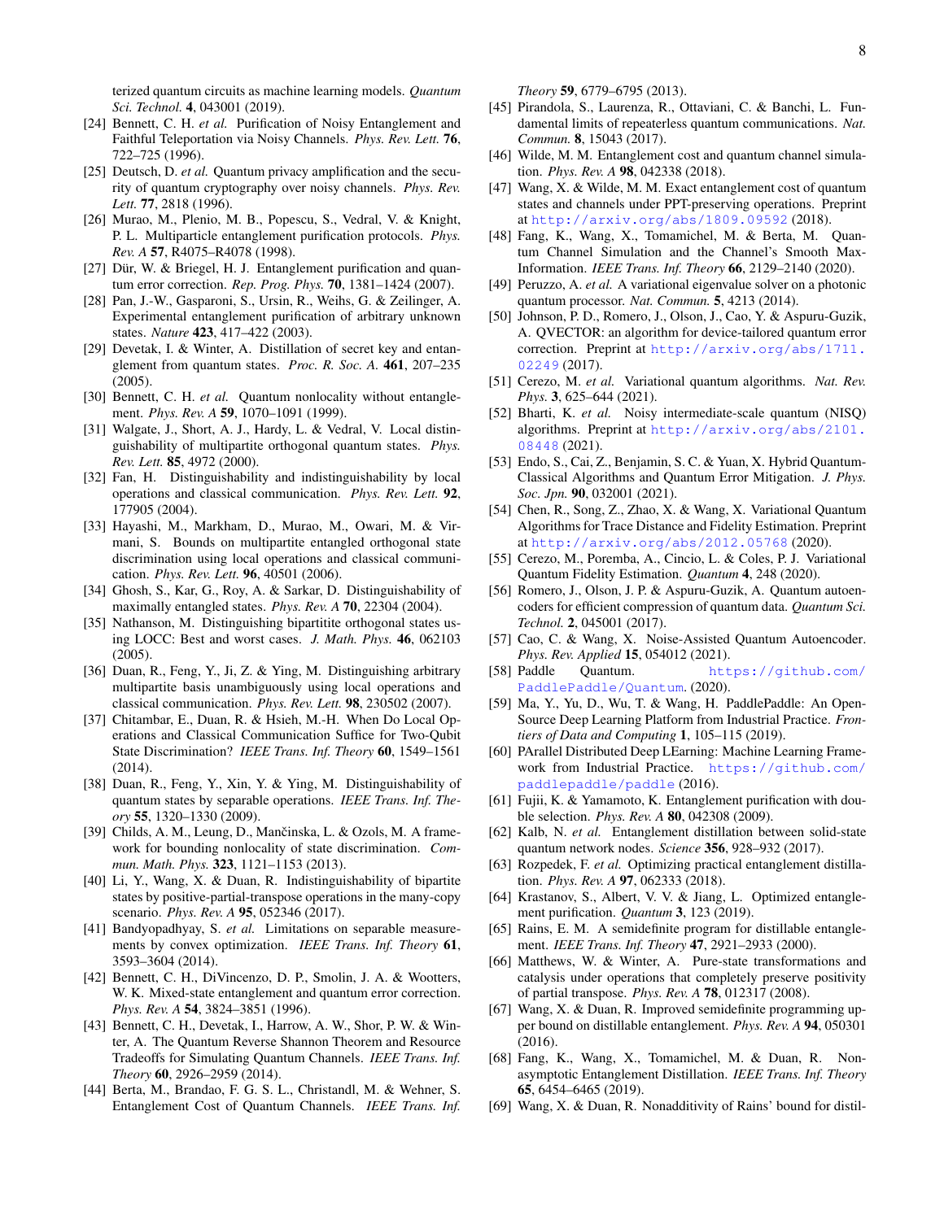terized quantum circuits as machine learning models. *Quantum Sci. Technol.* **4**, 043001 (2019).

[24] Bennett, C. H. *et al.* Purification of Noisy Entanglement and Faithful Teleportation via Noisy Channels. *Phys. Rev. Lett.* **76**, 722–725 (1996).

[25] Deutsch, D. *et al.* Quantum privacy amplification and the security of quantum cryptography over noisy channels. *Phys. Rev. Lett.* **77**, 2818 (1996).

[26] Murao, M., Plenio, M. B., Popescu, S., Vedral, V. & Knight, P. L. Multiparticle entanglement purification protocols. *Phys. Rev. A* **57**, R4075–R4078 (1998).

[27] Dür, W. & Briegel, H. J. Entanglement purification and quantum error correction. *Rep. Prog. Phys.* **70**, 1381–1424 (2007).

[28] Pan, J.-W., Gasparoni, S., Ursin, R., Weihs, G. & Zeilinger, A. Experimental entanglement purification of arbitrary unknown states. *Nature* **423**, 417–422 (2003).

[29] Devetak, I. & Winter, A. Distillation of secret key and entanglement from quantum states. *Proc. R. Soc. A.* **461**, 207–235 (2005).

[30] Bennett, C. H. *et al.* Quantum nonlocality without entanglement. *Phys. Rev. A* **59**, 1070–1091 (1999).

[31] Walgate, J., Short, A. J., Hardy, L. & Vedral, V. Local distinguishability of multipartite orthogonal quantum states. *Phys. Rev. Lett.* **85**, 4972 (2000).

[32] Fan, H. Distinguishability and indistinguishability by local operations and classical communication. *Phys. Rev. Lett.* **92**, 177905 (2004).

[33] Hayashi, M., Markham, D., Murao, M., Owari, M. & Virmani, S. Bounds on multipartite entangled orthogonal state discrimination using local operations and classical communication. *Phys. Rev. Lett.* **96**, 40501 (2006).

[34] Ghosh, S., Kar, G., Roy, A. & Sarkar, D. Distinguishability of maximally entangled states. *Phys. Rev. A* **70**, 22304 (2004).

[35] Nathanson, M. Distinguishing bipartitite orthogonal states using LOCC: Best and worst cases. *J. Math. Phys.* **46**, 062103 (2005).

[36] Duan, R., Feng, Y., Ji, Z. & Ying, M. Distinguishing arbitrary multipartite basis unambiguously using local operations and classical communication. *Phys. Rev. Lett.* **98**, 230502 (2007).

[37] Chitambar, E., Duan, R. & Hsieh, M.-H. When Do Local Operations and Classical Communication Suffice for Two-Qubit State Discrimination? *IEEE Trans. Inf. Theory* **60**, 1549–1561 (2014).

[38] Duan, R., Feng, Y., Xin, Y. & Ying, M. Distinguishability of quantum states by separable operations. *IEEE Trans. Inf. Theory* **55**, 1320–1330 (2009).

[39] Childs, A. M., Leung, D., Mančinska, L. & Ozols, M. A framework for bounding nonlocality of state discrimination. *Commun. Math. Phys.* **323**, 1121–1153 (2013).

[40] Li, Y., Wang, X. & Duan, R. Indistinguishability of bipartite states by positive-partial-transpose operations in the many-copy scenario. *Phys. Rev. A* **95**, 052346 (2017).

[41] Bandyopadhyay, S. *et al.* Limitations on separable measurements by convex optimization. *IEEE Trans. Inf. Theory* **61**, 3593–3604 (2014).

[42] Bennett, C. H., DiVincenzo, D. P., Smolin, J. A. & Wootters, W. K. Mixed-state entanglement and quantum error correction. *Phys. Rev. A* **54**, 3824–3851 (1996).

[43] Bennett, C. H., Devetak, I., Harrow, A. W., Shor, P. W. & Winter, A. The Quantum Reverse Shannon Theorem and Resource Tradeoffs for Simulating Quantum Channels. *IEEE Trans. Inf. Theory* **60**, 2926–2959 (2014).

[44] Berta, M., Brandao, F. G. S. L., Christandl, M. & Wehner, S. Entanglement Cost of Quantum Channels. *IEEE Trans. Inf. Theory* **59**, 6779–6795 (2013).

[45] Pirandola, S., Laurenza, R., Ottaviani, C. & Banchi, L. Fundamental limits of repeaterless quantum communications. *Nat. Commun.* **8**, 15043 (2017).

[46] Wilde, M. M. Entanglement cost and quantum channel simulation. *Phys. Rev. A* **98**, 042338 (2018).

[47] Wang, X. & Wilde, M. M. Exact entanglement cost of quantum states and channels under PPT-preserving operations. Preprint at http://arxiv.org/abs/1809.09592 (2018).

[48] Fang, K., Wang, X., Tomamichel, M. & Berta, M. Quantum Channel Simulation and the Channel's Smooth Max-Information. *IEEE Trans. Inf. Theory* **66**, 2129–2140 (2020).

[49] Peruzzo, A. *et al.* A variational eigenvalue solver on a photonic quantum processor. *Nat. Commun.* **5**, 4213 (2014).

[50] Johnson, P. D., Romero, J., Olson, J., Cao, Y. & Aspuru-Guzik, A. QVECTOR: an algorithm for device-tailored quantum error correction. Preprint at http://arxiv.org/abs/1711.02249 (2017).

[51] Cerezo, M. *et al.* Variational quantum algorithms. *Nat. Rev. Phys.* **3**, 625–644 (2021).

[52] Bharti, K. *et al.* Noisy intermediate-scale quantum (NISQ) algorithms. Preprint at http://arxiv.org/abs/2101.08448 (2021).

[53] Endo, S., Cai, Z., Benjamin, S. C. & Yuan, X. Hybrid Quantum-Classical Algorithms and Quantum Error Mitigation. *J. Phys. Soc. Jpn.* **90**, 032001 (2021).

[54] Chen, R., Song, Z., Zhao, X. & Wang, X. Variational Quantum Algorithms for Trace Distance and Fidelity Estimation. Preprint at http://arxiv.org/abs/2012.05768 (2020).

[55] Cerezo, M., Poremba, A., Cincio, L. & Coles, P. J. Variational Quantum Fidelity Estimation. *Quantum* **4**, 248 (2020).

[56] Romero, J., Olson, J. P. & Aspuru-Guzik, A. Quantum autoencoders for efficient compression of quantum data. *Quantum Sci. Technol.* **2**, 045001 (2017).

[57] Cao, C. & Wang, X. Noise-Assisted Quantum Autoencoder. *Phys. Rev. Applied* **15**, 054012 (2021).

[58] Paddle Quantum. https://github.com/PaddlePaddle/Quantum. (2020).

[59] Ma, Y., Yu, D., Wu, T. & Wang, H. PaddlePaddle: An Open-Source Deep Learning Platform from Industrial Practice. *Frontiers of Data and Computing* **1**, 105–115 (2019).

[60] PArallel Distributed Deep LEarning: Machine Learning Framework from Industrial Practice. https://github.com/paddlepaddle/paddle (2016).

[61] Fujii, K. & Yamamoto, K. Entanglement purification with double selection. *Phys. Rev. A* **80**, 042308 (2009).

[62] Kalb, N. *et al.* Entanglement distillation between solid-state quantum network nodes. *Science* **356**, 928–932 (2017).

[63] Rozpedek, F. *et al.* Optimizing practical entanglement distillation. *Phys. Rev. A* **97**, 062333 (2018).

[64] Krastanov, S., Albert, V. V. & Jiang, L. Optimized entanglement purification. *Quantum* **3**, 123 (2019).

[65] Rains, E. M. A semidefinite program for distillable entanglement. *IEEE Trans. Inf. Theory* **47**, 2921–2933 (2000).

[66] Matthews, W. & Winter, A. Pure-state transformations and catalysis under operations that completely preserve positivity of partial transpose. *Phys. Rev. A* **78**, 012317 (2008).

[67] Wang, X. & Duan, R. Improved semidefinite programming upper bound on distillable entanglement. *Phys. Rev. A* **94**, 050301 (2016).

[68] Fang, K., Wang, X., Tomamichel, M. & Duan, R. Non-asymptotic Entanglement Distillation. *IEEE Trans. Inf. Theory* **65**, 6454–6465 (2019).

[69] Wang, X. & Duan, R. Nonadditivity of Rains' bound for distil-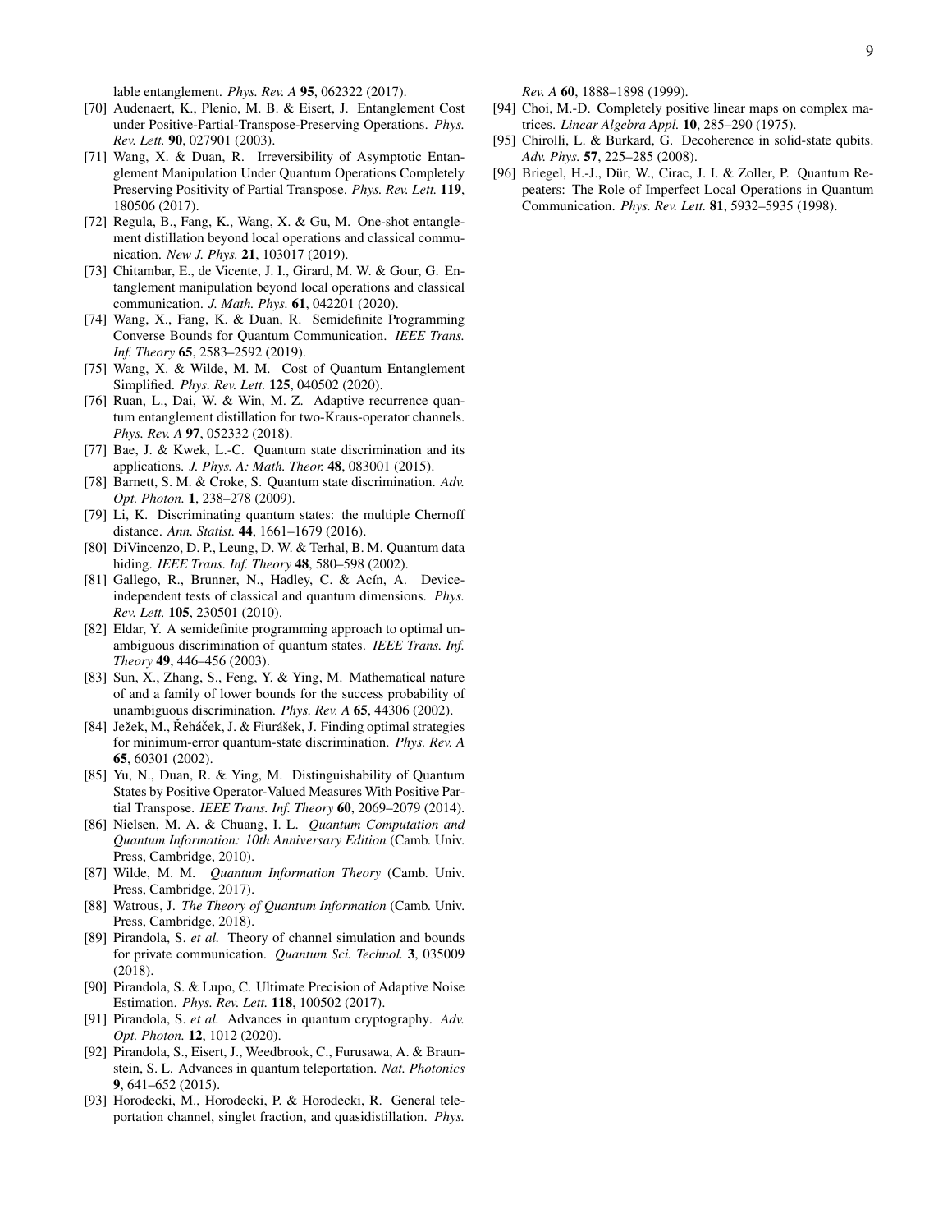lable entanglement. *Phys. Rev. A* **95**, 062322 (2017).

[70] Audenaert, K., Plenio, M. B. & Eisert, J. Entanglement Cost under Positive-Partial-Transpose-Preserving Operations. *Phys. Rev. Lett.* **90**, 027901 (2003).

[71] Wang, X. & Duan, R. Irreversibility of Asymptotic Entanglement Manipulation Under Quantum Operations Completely Preserving Positivity of Partial Transpose. *Phys. Rev. Lett.* **119**, 180506 (2017).

[72] Regula, B., Fang, K., Wang, X. & Gu, M. One-shot entanglement distillation beyond local operations and classical communication. *New J. Phys.* **21**, 103017 (2019).

[73] Chitambar, E., de Vicente, J. I., Girard, M. W. & Gour, G. Entanglement manipulation beyond local operations and classical communication. *J. Math. Phys.* **61**, 042201 (2020).

[74] Wang, X., Fang, K. & Duan, R. Semidefinite Programming Converse Bounds for Quantum Communication. *IEEE Trans. Inf. Theory* **65**, 2583–2592 (2019).

[75] Wang, X. & Wilde, M. M. Cost of Quantum Entanglement Simplified. *Phys. Rev. Lett.* **125**, 040502 (2020).

[76] Ruan, L., Dai, W. & Win, M. Z. Adaptive recurrence quantum entanglement distillation for two-Kraus-operator channels. *Phys. Rev. A* **97**, 052332 (2018).

[77] Bae, J. & Kwek, L.-C. Quantum state discrimination and its applications. *J. Phys. A: Math. Theor.* **48**, 083001 (2015).

[78] Barnett, S. M. & Croke, S. Quantum state discrimination. *Adv. Opt. Photon.* **1**, 238–278 (2009).

[79] Li, K. Discriminating quantum states: the multiple Chernoff distance. *Ann. Statist.* **44**, 1661–1679 (2016).

[80] DiVincenzo, D. P., Leung, D. W. & Terhal, B. M. Quantum data hiding. *IEEE Trans. Inf. Theory* **48**, 580–598 (2002).

[81] Gallego, R., Brunner, N., Hadley, C. & Acín, A. Device-independent tests of classical and quantum dimensions. *Phys. Rev. Lett.* **105**, 230501 (2010).

[82] Eldar, Y. A semidefinite programming approach to optimal unambiguous discrimination of quantum states. *IEEE Trans. Inf. Theory* **49**, 446–456 (2003).

[83] Sun, X., Zhang, S., Feng, Y. & Ying, M. Mathematical nature of and a family of lower bounds for the success probability of unambiguous discrimination. *Phys. Rev. A* **65**, 44306 (2002).

[84] Ježek, M., Řeháček, J. & Fiurášek, J. Finding optimal strategies for minimum-error quantum-state discrimination. *Phys. Rev. A* **65**, 60301 (2002).

[85] Yu, N., Duan, R. & Ying, M. Distinguishability of Quantum States by Positive Operator-Valued Measures With Positive Partial Transpose. *IEEE Trans. Inf. Theory* **60**, 2069–2079 (2014).

[86] Nielsen, M. A. & Chuang, I. L. *Quantum Computation and Quantum Information: 10th Anniversary Edition* (Camb. Univ. Press, Cambridge, 2010).

[87] Wilde, M. M. *Quantum Information Theory* (Camb. Univ. Press, Cambridge, 2017).

[88] Watrous, J. *The Theory of Quantum Information* (Camb. Univ. Press, Cambridge, 2018).

[89] Pirandola, S. *et al.* Theory of channel simulation and bounds for private communication. *Quantum Sci. Technol.* **3**, 035009 (2018).

[90] Pirandola, S. & Lupo, C. Ultimate Precision of Adaptive Noise Estimation. *Phys. Rev. Lett.* **118**, 100502 (2017).

[91] Pirandola, S. *et al.* Advances in quantum cryptography. *Adv. Opt. Photon.* **12**, 1012 (2020).

[92] Pirandola, S., Eisert, J., Weedbrook, C., Furusawa, A. & Braunstein, S. L. Advances in quantum teleportation. *Nat. Photonics* **9**, 641–652 (2015).

[93] Horodecki, M., Horodecki, P. & Horodecki, R. General teleportation channel, singlet fraction, and quasidistillation. *Phys. Rev. A* **60**, 1888–1898 (1999).

[94] Choi, M.-D. Completely positive linear maps on complex matrices. *Linear Algebra Appl.* **10**, 285–290 (1975).

[95] Chirolli, L. & Burkard, G. Decoherence in solid-state qubits. *Adv. Phys.* **57**, 225–285 (2008).

[96] Briegel, H.-J., Dür, W., Cirac, J. I. & Zoller, P. Quantum Repeaters: The Role of Imperfect Local Operations in Quantum Communication. *Phys. Rev. Lett.* **81**, 5932–5935 (1998).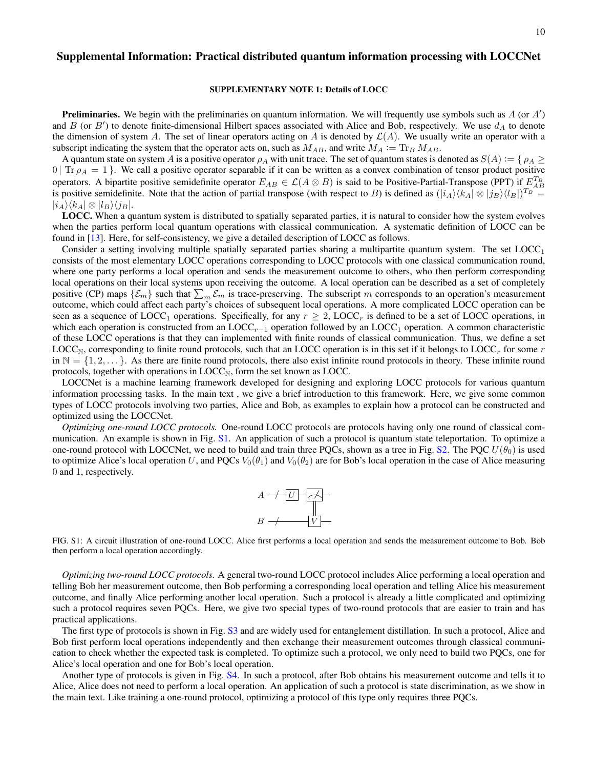# Supplemental Information: Practical distributed quantum information processing with LOCCNet

## SUPPLEMENTARY NOTE 1: Details of LOCC

**Preliminaries.** We begin with the preliminaries on quantum information. We will frequently use symbols such as $A$ (or $A'$) and $B$ (or $B'$) to denote finite-dimensional Hilbert spaces associated with Alice and Bob, respectively. We use $d_A$ to denote the dimension of system $A$. The set of linear operators acting on $A$ is denoted by $\mathcal{L}(A)$. We usually write an operator with a subscript indicating the system that the operator acts on, such as $M_{AB}$, and write $M_A := \operatorname{Tr}_B M_{AB}$.

A quantum state on system $A$ is a positive operator $\rho_A$ with unit trace. The set of quantum states is denoted as $S(A) := \{ \rho_A \geq 0 \,|\, \operatorname{Tr} \rho_A = 1 \}$. We call a positive operator separable if it can be written as a convex combination of tensor product positive operators. A bipartite positive semidefinite operator $E_{AB} \in \mathcal{L}(A \otimes B)$ is said to be Positive-Partial-Transpose (PPT) if $E_{AB}^{T_B}$ is positive semidefinite. Note that the action of partial transpose (with respect to $B$) is defined as $(|i_A\rangle\langle k_A| \otimes |j_B\rangle\langle l_B|)^{T_B} = |i_A\rangle\langle k_A| \otimes |l_B\rangle\langle j_B|$.

**LOCC.** When a quantum system is distributed to spatially separated parties, it is natural to consider how the system evolves when the parties perform local quantum operations with classical communication. A systematic definition of LOCC can be found in [13]. Here, for self-consistency, we give a detailed description of LOCC as follows.

Consider a setting involving multiple spatially separated parties sharing a multipartite quantum system. The set $\mathrm{LOCC}_1$ consists of the most elementary LOCC operations corresponding to LOCC protocols with one classical communication round, where one party performs a local operation and sends the measurement outcome to others, who then perform corresponding local operations on their local systems upon receiving the outcome. A local operation can be described as a set of completely positive (CP) maps $\{\mathcal{E}_m\}$ such that $\sum_m \mathcal{E}_m$ is trace-preserving. The subscript $m$ corresponds to an operation's measurement outcome, which could affect each party's choices of subsequent local operations. A more complicated LOCC operation can be seen as a sequence of $\mathrm{LOCC}_1$ operations. Specifically, for any $r \geq 2$, $\mathrm{LOCC}_r$ is defined to be a set of LOCC operations, in which each operation is constructed from an $\mathrm{LOCC}_{r-1}$ operation followed by an $\mathrm{LOCC}_1$ operation. A common characteristic of these LOCC operations is that they can implemented with finite rounds of classical communication. Thus, we define a set $\mathrm{LOCC}_{\mathbb{N}}$, corresponding to finite round protocols, such that an LOCC operation is in this set if it belongs to $\mathrm{LOCC}_r$ for some $r$ in $\mathbb{N} = \{1, 2, \dots\}$. As there are finite round protocols, there also exist infinite round protocols in theory. These infinite round protocols, together with operations in $\mathrm{LOCC}_{\mathbb{N}}$, form the set known as LOCC.

LOCCNet is a machine learning framework developed for designing and exploring LOCC protocols for various quantum information processing tasks. In the main text , we give a brief introduction to this framework. Here, we give some common types of LOCC protocols involving two parties, Alice and Bob, as examples to explain how a protocol can be constructed and optimized using the LOCCNet.

*Optimizing one-round LOCC protocols.* One-round LOCC protocols are protocols having only one round of classical communication. An example is shown in Fig. S1. An application of such a protocol is quantum state teleportation. To optimize a one-round protocol with LOCCNet, we need to build and train three PQCs, shown as a tree in Fig. S2. The PQC $U(\theta_0)$ is used to optimize Alice's local operation $U$, and PQCs $V_0(\theta_1)$ and $V_0(\theta_2)$ are for Bob's local operation in the case of Alice measuring 0 and 1, respectively.

FIG. S1: A circuit illustration of one-round LOCC. Alice first performs a local operation and sends the measurement outcome to Bob. Bob then perform a local operation accordingly.

*Optimizing two-round LOCC protocols.* A general two-round LOCC protocol includes Alice performing a local operation and telling Bob her measurement outcome, then Bob performing a corresponding local operation and telling Alice his measurement outcome, and finally Alice performing another local operation. Such a protocol is already a little complicated and optimizing such a protocol requires seven PQCs. Here, we give two special types of two-round protocols that are easier to train and has practical applications.

The first type of protocols is shown in Fig. S3 and are widely used for entanglement distillation. In such a protocol, Alice and Bob first perform local operations independently and then exchange their measurement outcomes through classical communication to check whether the expected task is completed. To optimize such a protocol, we only need to build two PQCs, one for Alice's local operation and one for Bob's local operation.

Another type of protocols is given in Fig. S4. In such a protocol, after Bob obtains his measurement outcome and tells it to Alice, Alice does not need to perform a local operation. An application of such a protocol is state discrimination, as we show in the main text. Like training a one-round protocol, optimizing a protocol of this type only requires three PQCs.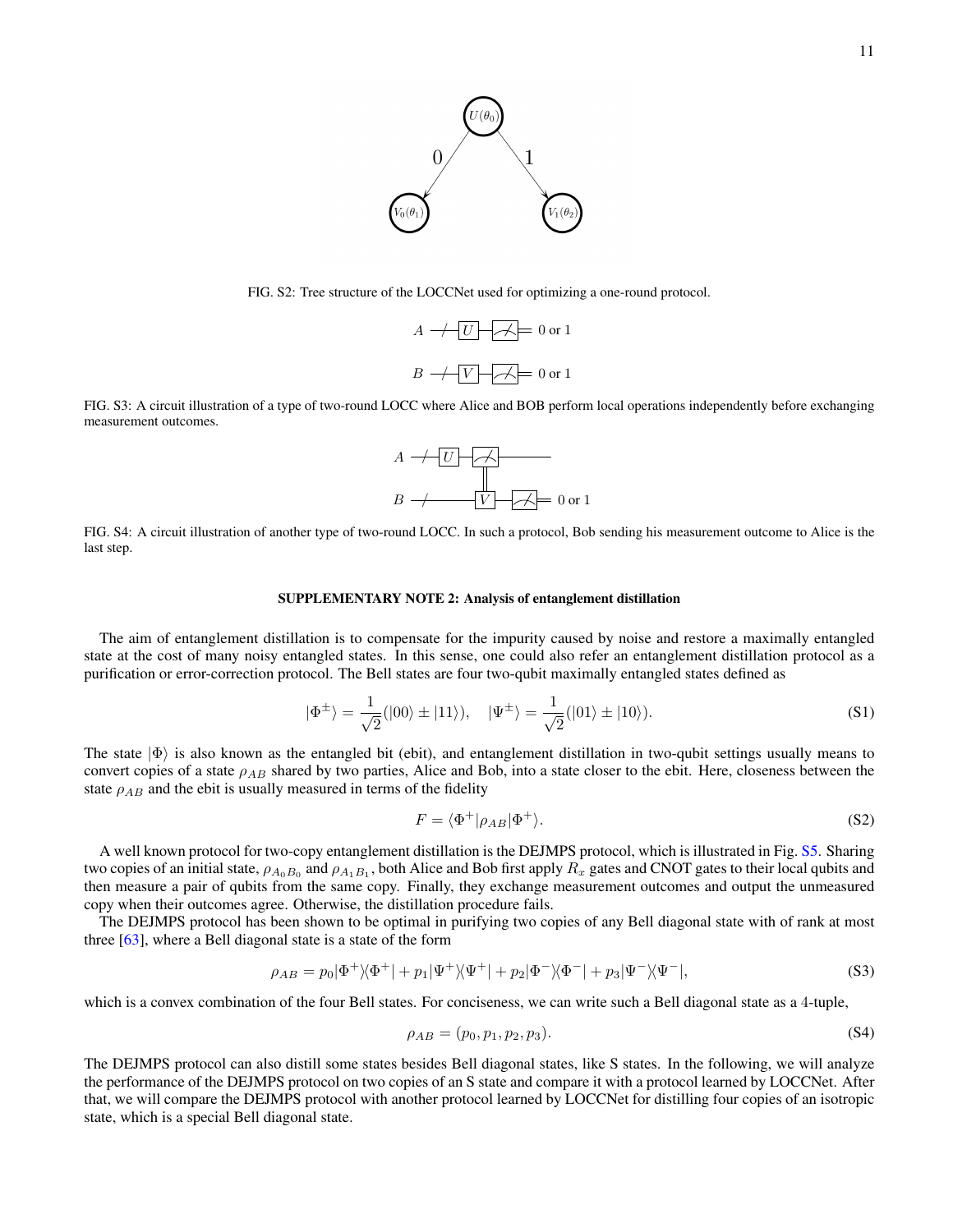FIG. S2: Tree structure of the LOCCNet used for optimizing a one-round protocol.

FIG. S3: A circuit illustration of a type of two-round LOCC where Alice and BOB perform local operations independently before exchanging measurement outcomes.

FIG. S4: A circuit illustration of another type of two-round LOCC. In such a protocol, Bob sending his measurement outcome to Alice is the last step.

### SUPPLEMENTARY NOTE 2: Analysis of entanglement distillation

The aim of entanglement distillation is to compensate for the impurity caused by noise and restore a maximally entangled state at the cost of many noisy entangled states. In this sense, one could also refer an entanglement distillation protocol as a purification or error-correction protocol. The Bell states are four two-qubit maximally entangled states defined as

$$|\Phi^{\pm}\rangle = \frac{1}{\sqrt{2}}(|00\rangle \pm |11\rangle), \quad |\Psi^{\pm}\rangle = \frac{1}{\sqrt{2}}(|01\rangle \pm |10\rangle). \tag{S1}$$

The state $|\Phi\rangle$ is also known as the entangled bit (ebit), and entanglement distillation in two-qubit settings usually means to convert copies of a state $\rho_{AB}$ shared by two parties, Alice and Bob, into a state closer to the ebit. Here, closeness between the state $\rho_{AB}$ and the ebit is usually measured in terms of the fidelity

$$F = \langle\Phi^{+}|\rho_{AB}|\Phi^{+}\rangle. \tag{S2}$$

A well known protocol for two-copy entanglement distillation is the DEJMPS protocol, which is illustrated in Fig. S5. Sharing two copies of an initial state, $\rho_{A_0B_0}$ and $\rho_{A_1B_1}$, both Alice and Bob first apply $R_x$ gates and CNOT gates to their local qubits and then measure a pair of qubits from the same copy. Finally, they exchange measurement outcomes and output the unmeasured copy when their outcomes agree. Otherwise, the distillation procedure fails.

The DEJMPS protocol has been shown to be optimal in purifying two copies of any Bell diagonal state with of rank at most three [63], where a Bell diagonal state is a state of the form

$$\rho_{AB} = p_0|\Phi^{+}\rangle\langle\Phi^{+}| + p_1|\Psi^{+}\rangle\langle\Psi^{+}| + p_2|\Phi^{-}\rangle\langle\Phi^{-}| + p_3|\Psi^{-}\rangle\langle\Psi^{-}|, \tag{S3}$$

which is a convex combination of the four Bell states. For conciseness, we can write such a Bell diagonal state as a 4-tuple,

$$\rho_{AB} = (p_0, p_1, p_2, p_3). \tag{S4}$$

The DEJMPS protocol can also distill some states besides Bell diagonal states, like S states. In the following, we will analyze the performance of the DEJMPS protocol on two copies of an S state and compare it with a protocol learned by LOCCNet. After that, we will compare the DEJMPS protocol with another protocol learned by LOCCNet for distilling four copies of an isotropic state, which is a special Bell diagonal state.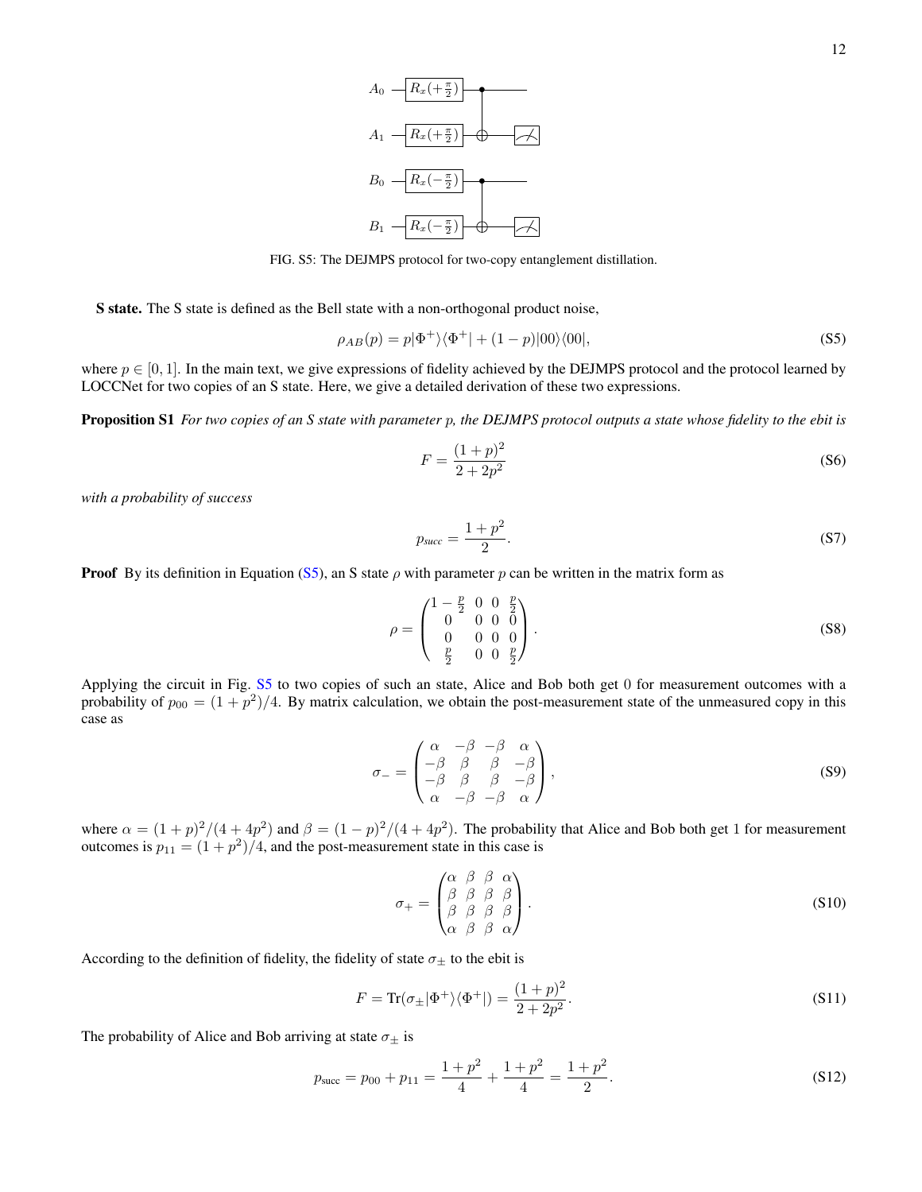FIG. S5: The DEJMPS protocol for two-copy entanglement distillation.

**S state.** The S state is defined as the Bell state with a non-orthogonal product noise,

$$\rho_{AB}(p) = p|\Phi^+\rangle\langle\Phi^+| + (1-p)|00\rangle\langle 00|, \tag{S5}$$

where $p \in [0, 1]$. In the main text, we give expressions of fidelity achieved by the DEJMPS protocol and the protocol learned by LOCCNet for two copies of an S state. Here, we give a detailed derivation of these two expressions.

**Proposition S1** *For two copies of an S state with parameter $p$, the DEJMPS protocol outputs a state whose fidelity to the ebit is*

$$F = \frac{(1+p)^2}{2+2p^2} \tag{S6}$$

*with a probability of success*

$$p_{succ} = \frac{1+p^2}{2}. \tag{S7}$$

**Proof** By its definition in Equation (S5), an S state $\rho$ with parameter $p$ can be written in the matrix form as

$$\rho = \begin{pmatrix} 1-\frac{p}{2} & 0 & 0 & \frac{p}{2} \\ 0 & 0 & 0 & 0 \\ 0 & 0 & 0 & 0 \\ \frac{p}{2} & 0 & 0 & \frac{p}{2} \end{pmatrix}. \tag{S8}$$

Applying the circuit in Fig. S5 to two copies of such an state, Alice and Bob both get 0 for measurement outcomes with a probability of $p_{00} = (1+p^2)/4$. By matrix calculation, we obtain the post-measurement state of the unmeasured copy in this case as

$$\sigma_- = \begin{pmatrix} \alpha & -\beta & -\beta & \alpha \\ -\beta & \beta & \beta & -\beta \\ -\beta & \beta & \beta & -\beta \\ \alpha & -\beta & -\beta & \alpha \end{pmatrix}, \tag{S9}$$

where $\alpha = (1+p)^2/(4+4p^2)$ and $\beta = (1-p)^2/(4+4p^2)$. The probability that Alice and Bob both get 1 for measurement outcomes is $p_{11} = (1+p^2)/4$, and the post-measurement state in this case is

$$\sigma_+ = \begin{pmatrix} \alpha & \beta & \beta & \alpha \\ \beta & \beta & \beta & \beta \\ \beta & \beta & \beta & \beta \\ \alpha & \beta & \beta & \alpha \end{pmatrix}. \tag{S10}$$

According to the definition of fidelity, the fidelity of state $\sigma_\pm$ to the ebit is

$$F = \mathrm{Tr}(\sigma_\pm |\Phi^+\rangle\langle\Phi^+|) = \frac{(1+p)^2}{2+2p^2}. \tag{S11}$$

The probability of Alice and Bob arriving at state $\sigma_\pm$ is

$$p_{\text{succ}} = p_{00} + p_{11} = \frac{1+p^2}{4} + \frac{1+p^2}{4} = \frac{1+p^2}{2}. \tag{S12}$$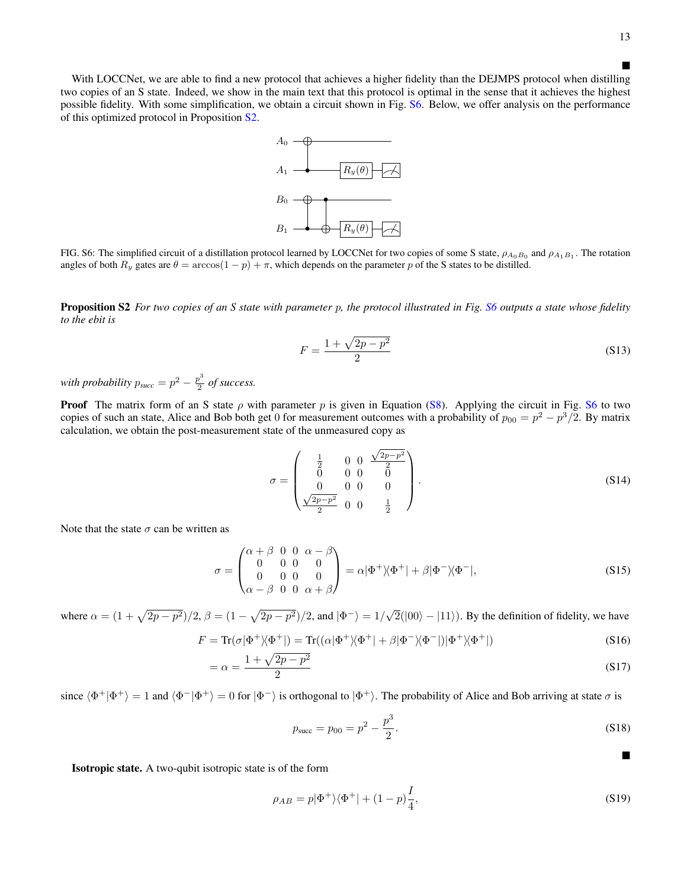■

With LOCCNet, we are able to find a new protocol that achieves a higher fidelity than the DEJMPS protocol when distilling two copies of an S state. Indeed, we show in the main text that this protocol is optimal in the sense that it achieves the highest possible fidelity. With some simplification, we obtain a circuit shown in Fig. S6. Below, we offer analysis on the performance of this optimized protocol in Proposition S2.

FIG. S6: The simplified circuit of a distillation protocol learned by LOCCNet for two copies of some S state, $\rho_{A_0B_0}$ and $\rho_{A_1B_1}$. The rotation angles of both $R_y$ gates are $\theta = \arccos(1-p) + \pi$, which depends on the parameter $p$ of the S states to be distilled.

**Proposition S2** *For two copies of an S state with parameter $p$, the protocol illustrated in Fig. S6 outputs a state whose fidelity to the ebit is*

$$F = \frac{1+\sqrt{2p-p^2}}{2} \tag{S13}$$

*with probability $p_{succ} = p^2 - \frac{p^3}{2}$ of success.*

**Proof** The matrix form of an S state $\rho$ with parameter $p$ is given in Equation (S8). Applying the circuit in Fig. S6 to two copies of such an state, Alice and Bob both get 0 for measurement outcomes with a probability of $p_{00} = p^2 - p^3/2$. By matrix calculation, we obtain the post-measurement state of the unmeasured copy as

$$\sigma = \begin{pmatrix} \frac{1}{2} & 0 & 0 & \frac{\sqrt{2p-p^2}}{2} \\ 0 & 0 & 0 & 0 \\ 0 & 0 & 0 & 0 \\ \frac{\sqrt{2p-p^2}}{2} & 0 & 0 & \frac{1}{2} \end{pmatrix}. \tag{S14}$$

Note that the state $\sigma$ can be written as

$$\sigma = \begin{pmatrix} \alpha+\beta & 0 & 0 & \alpha-\beta \\ 0 & 0 & 0 & 0 \\ 0 & 0 & 0 & 0 \\ \alpha-\beta & 0 & 0 & \alpha+\beta \end{pmatrix} = \alpha|\Phi^+\rangle\langle\Phi^+| + \beta|\Phi^-\rangle\langle\Phi^-|, \tag{S15}$$

where $\alpha = (1+\sqrt{2p-p^2})/2$, $\beta = (1-\sqrt{2p-p^2})/2$, and $|\Phi^-\rangle = 1/\sqrt{2}(|00\rangle - |11\rangle)$. By the definition of fidelity, we have

$$F = \text{Tr}(\sigma|\Phi^+\rangle\langle\Phi^+|) = \text{Tr}((\alpha|\Phi^+\rangle\langle\Phi^+| + \beta|\Phi^-\rangle\langle\Phi^-|)|\Phi^+\rangle\langle\Phi^+|) \tag{S16}$$

$$= \alpha = \frac{1+\sqrt{2p-p^2}}{2} \tag{S17}$$

since $\langle\Phi^+|\Phi^+\rangle = 1$ and $\langle\Phi^-|\Phi^+\rangle = 0$ for $|\Phi^-\rangle$ is orthogonal to $|\Phi^+\rangle$. The probability of Alice and Bob arriving at state $\sigma$ is

$$p_{\text{succ}} = p_{00} = p^2 - \frac{p^3}{2}. \tag{S18}$$

■

**Isotropic state.** A two-qubit isotropic state is of the form

$$\rho_{AB} = p|\Phi^+\rangle\langle\Phi^+| + (1-p)\frac{I}{4}, \tag{S19}$$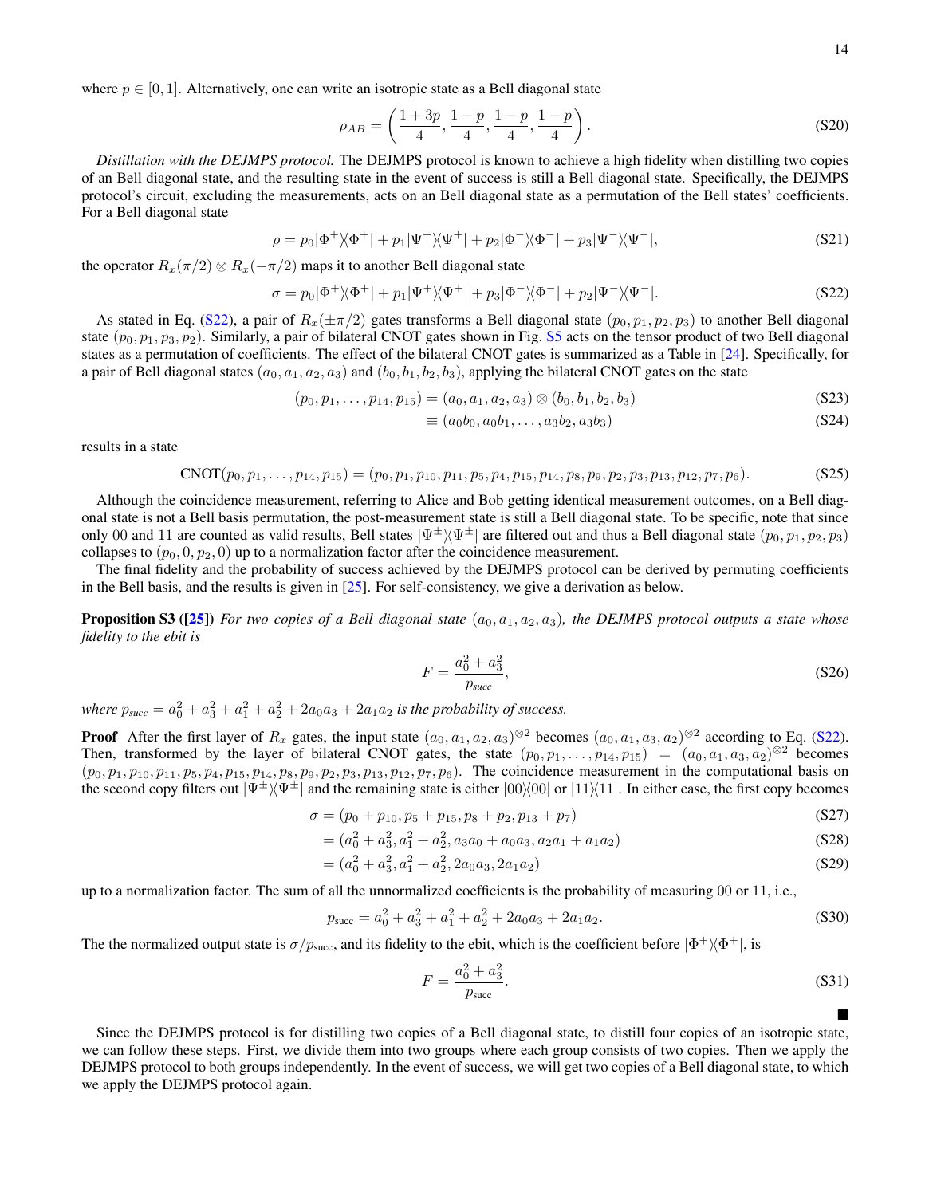where $p \in [0,1]$. Alternatively, one can write an isotropic state as a Bell diagonal state

$$\rho_{AB} = \left( \frac{1+3p}{4}, \frac{1-p}{4}, \frac{1-p}{4}, \frac{1-p}{4} \right). \tag{S20}$$

*Distillation with the DEJMPS protocol.* The DEJMPS protocol is known to achieve a high fidelity when distilling two copies of an Bell diagonal state, and the resulting state in the event of success is still a Bell diagonal state. Specifically, the DEJMPS protocol's circuit, excluding the measurements, acts on an Bell diagonal state as a permutation of the Bell states' coefficients. For a Bell diagonal state

$$\rho = p_0|\Phi^+\rangle\langle\Phi^+| + p_1|\Psi^+\rangle\langle\Psi^+| + p_2|\Phi^-\rangle\langle\Phi^-| + p_3|\Psi^-\rangle\langle\Psi^-|, \tag{S21}$$

the operator $R_x(\pi/2) \otimes R_x(-\pi/2)$ maps it to another Bell diagonal state

$$\sigma = p_0|\Phi^+\rangle\langle\Phi^+| + p_1|\Psi^+\rangle\langle\Psi^+| + p_3|\Phi^-\rangle\langle\Phi^-| + p_2|\Psi^-\rangle\langle\Psi^-|. \tag{S22}$$

As stated in Eq. (S22), a pair of $R_x(\pm\pi/2)$ gates transforms a Bell diagonal state $(p_0, p_1, p_2, p_3)$ to another Bell diagonal state $(p_0, p_1, p_3, p_2)$. Similarly, a pair of bilateral CNOT gates shown in Fig. S5 acts on the tensor product of two Bell diagonal states as a permutation of coefficients. The effect of the bilateral CNOT gates is summarized as a Table in [24]. Specifically, for a pair of Bell diagonal states $(a_0, a_1, a_2, a_3)$ and $(b_0, b_1, b_2, b_3)$, applying the bilateral CNOT gates on the state

$$(p_0, p_1, \dots, p_{14}, p_{15}) = (a_0, a_1, a_2, a_3) \otimes (b_0, b_1, b_2, b_3) \tag{S23}$$

$$\equiv (a_0 b_0, a_0 b_1, \dots, a_3 b_2, a_3 b_3) \tag{S24}$$

results in a state

$$\text{CNOT}(p_0, p_1, \dots, p_{14}, p_{15}) = (p_0, p_1, p_{10}, p_{11}, p_5, p_4, p_{15}, p_{14}, p_8, p_9, p_2, p_3, p_{13}, p_{12}, p_7, p_6). \tag{S25}$$

Although the coincidence measurement, referring to Alice and Bob getting identical measurement outcomes, on a Bell diagonal state is not a Bell basis permutation, the post-measurement state is still a Bell diagonal state. To be specific, note that since only 00 and 11 are counted as valid results, Bell states $|\Psi^\pm\rangle\langle\Psi^\pm|$ are filtered out and thus a Bell diagonal state $(p_0, p_1, p_2, p_3)$ collapses to $(p_0, 0, p_2, 0)$ up to a normalization factor after the coincidence measurement.

The final fidelity and the probability of success achieved by the DEJMPS protocol can be derived by permuting coefficients in the Bell basis, and the results is given in [25]. For self-consistency, we give a derivation as below.

**Proposition S3 ([25])** *For two copies of a Bell diagonal state $(a_0, a_1, a_2, a_3)$, the DEJMPS protocol outputs a state whose fidelity to the ebit is*

$$F = \frac{a_0^2 + a_3^2}{p_{succ}}, \tag{S26}$$

*where $p_{succ} = a_0^2 + a_3^2 + a_1^2 + a_2^2 + 2a_0a_3 + 2a_1a_2$ is the probability of success.*

**Proof** After the first layer of $R_x$ gates, the input state $(a_0, a_1, a_2, a_3)^{\otimes 2}$ becomes $(a_0, a_1, a_3, a_2)^{\otimes 2}$ according to Eq. (S22). Then, transformed by the layer of bilateral CNOT gates, the state $(p_0, p_1, \dots, p_{14}, p_{15}) = (a_0, a_1, a_3, a_2)^{\otimes 2}$ becomes $(p_0, p_1, p_{10}, p_{11}, p_5, p_4, p_{15}, p_{14}, p_8, p_9, p_2, p_3, p_{13}, p_{12}, p_7, p_6)$. The coincidence measurement in the computational basis on the second copy filters out $|\Psi^\pm\rangle\langle\Psi^\pm|$ and the remaining state is either $|00\rangle\langle 00|$ or $|11\rangle\langle 11|$. In either case, the first copy becomes

$$\sigma = (p_0 + p_{10}, p_5 + p_{15}, p_8 + p_2, p_{13} + p_7) \tag{S27}$$

$$= (a_0^2 + a_3^2, a_1^2 + a_2^2, a_3 a_0 + a_0 a_3, a_2 a_1 + a_1 a_2) \tag{S28}$$

$$= (a_0^2 + a_3^2, a_1^2 + a_2^2, 2a_0 a_3, 2a_1 a_2) \tag{S29}$$

up to a normalization factor. The sum of all the unnormalized coefficients is the probability of measuring 00 or 11, i.e.,

$$p_{\text{succ}} = a_0^2 + a_3^2 + a_1^2 + a_2^2 + 2a_0 a_3 + 2a_1 a_2. \tag{S30}$$

The the normalized output state is $\sigma/p_{\text{succ}}$, and its fidelity to the ebit, which is the coefficient before $|\Phi^+\rangle\langle\Phi^+|$, is

$$F = \frac{a_0^2 + a_3^2}{p_{\text{succ}}}. \tag{S31}$$

■

Since the DEJMPS protocol is for distilling two copies of a Bell diagonal state, to distill four copies of an isotropic state, we can follow these steps. First, we divide them into two groups where each group consists of two copies. Then we apply the DEJMPS protocol to both groups independently. In the event of success, we will get two copies of a Bell diagonal state, to which we apply the DEJMPS protocol again.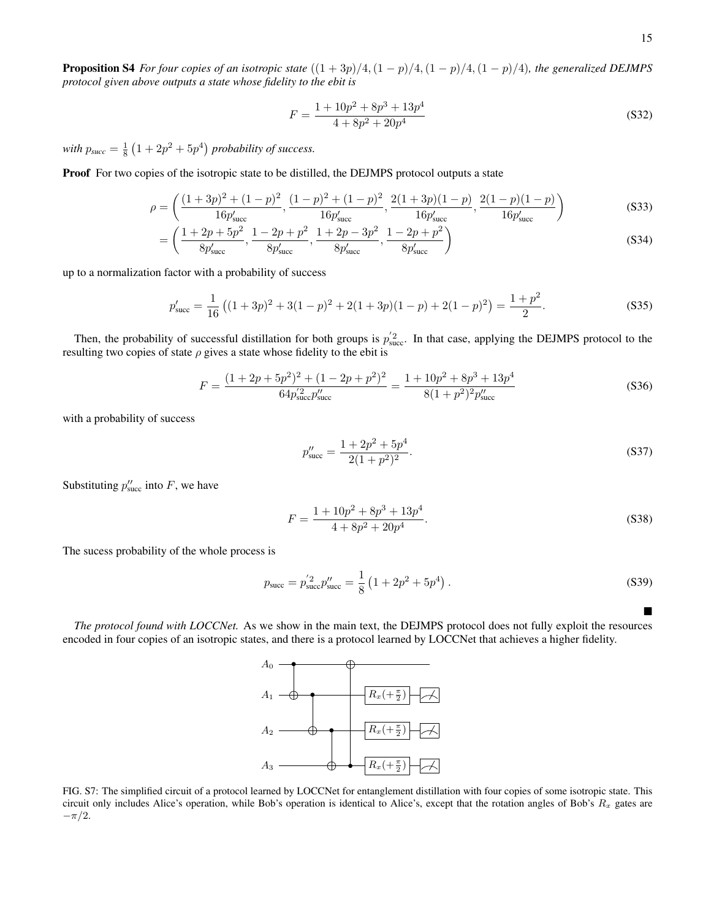**Proposition S4** *For four copies of an isotropic state $((1+3p)/4, (1-p)/4, (1-p)/4, (1-p)/4)$, the generalized DEJMPS protocol given above outputs a state whose fidelity to the ebit is*

$$F = \frac{1 + 10p^2 + 8p^3 + 13p^4}{4 + 8p^2 + 20p^4} \tag{S32}$$

*with $p_{succ} = \frac{1}{8}\left(1 + 2p^2 + 5p^4\right)$ probability of success.*

**Proof** For two copies of the isotropic state to be distilled, the DEJMPS protocol outputs a state

$$\rho = \left(\frac{(1+3p)^2 + (1-p)^2}{16p'_{\text{succ}}}, \frac{(1-p)^2 + (1-p)^2}{16p'_{\text{succ}}}, \frac{2(1+3p)(1-p)}{16p'_{\text{succ}}}, \frac{2(1-p)(1-p)}{16p'_{\text{succ}}}\right) \tag{S33}$$

$$= \left(\frac{1+2p+5p^2}{8p'_{\text{succ}}}, \frac{1-2p+p^2}{8p'_{\text{succ}}}, \frac{1+2p-3p^2}{8p'_{\text{succ}}}, \frac{1-2p+p^2}{8p'_{\text{succ}}}\right) \tag{S34}$$

up to a normalization factor with a probability of success

$$p'_{\text{succ}} = \frac{1}{16}\left((1+3p)^2 + 3(1-p)^2 + 2(1+3p)(1-p) + 2(1-p)^2\right) = \frac{1+p^2}{2}. \tag{S35}$$

Then, the probability of successful distillation for both groups is $p'^{2}_{\text{succ}}$. In that case, applying the DEJMPS protocol to the resulting two copies of state $\rho$ gives a state whose fidelity to the ebit is

$$F = \frac{(1+2p+5p^2)^2 + (1-2p+p^2)^2}{64p'^{2}_{\text{succ}}p''_{\text{succ}}} = \frac{1 + 10p^2 + 8p^3 + 13p^4}{8(1+p^2)^2 p''_{\text{succ}}} \tag{S36}$$

with a probability of success

$$p''_{\text{succ}} = \frac{1 + 2p^2 + 5p^4}{2(1+p^2)^2}. \tag{S37}$$

Substituting $p''_{\text{succ}}$ into $F$, we have

$$F = \frac{1 + 10p^2 + 8p^3 + 13p^4}{4 + 8p^2 + 20p^4}. \tag{S38}$$

The sucess probability of the whole process is

$$p_{\text{succ}} = p'^{2}_{\text{succ}}p''_{\text{succ}} = \frac{1}{8}\left(1 + 2p^2 + 5p^4\right). \tag{S39}$$

■

*The protocol found with LOCCNet.* As we show in the main text, the DEJMPS protocol does not fully exploit the resources encoded in four copies of an isotropic states, and there is a protocol learned by LOCCNet that achieves a higher fidelity.

FIG. S7: The simplified circuit of a protocol learned by LOCCNet for entanglement distillation with four copies of some isotropic state. This circuit only includes Alice's operation, while Bob's operation is identical to Alice's, except that the rotation angles of Bob's $R_x$ gates are $-\pi/2$.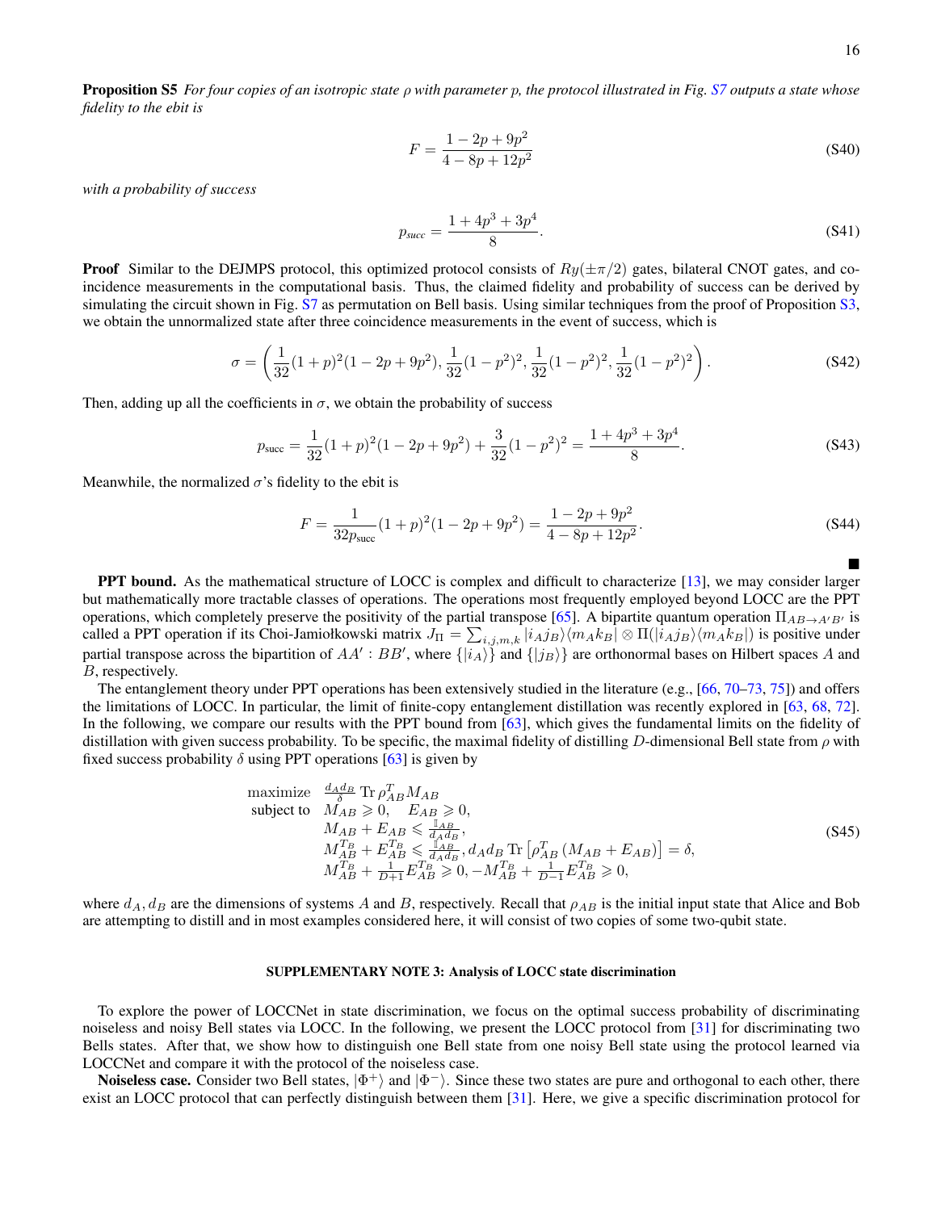**Proposition S5** *For four copies of an isotropic state $\rho$ with parameter $p$, the protocol illustrated in Fig. S7 outputs a state whose fidelity to the ebit is*

$$F = \frac{1 - 2p + 9p^2}{4 - 8p + 12p^2} \tag{S40}$$

*with a probability of success*

$$p_{succ} = \frac{1 + 4p^3 + 3p^4}{8}. \tag{S41}$$

**Proof** Similar to the DEJMPS protocol, this optimized protocol consists of $Ry(\pm\pi/2)$ gates, bilateral CNOT gates, and coincidence measurements in the computational basis. Thus, the claimed fidelity and probability of success can be derived by simulating the circuit shown in Fig. S7 as permutation on Bell basis. Using similar techniques from the proof of Proposition S3, we obtain the unnormalized state after three coincidence measurements in the event of success, which is

$$\sigma = \left( \frac{1}{32}(1+p)^2(1-2p+9p^2), \frac{1}{32}(1-p^2)^2, \frac{1}{32}(1-p^2)^2, \frac{1}{32}(1-p^2)^2 \right). \tag{S42}$$

Then, adding up all the coefficients in $\sigma$, we obtain the probability of success

$$p_{\text{succ}} = \frac{1}{32}(1+p)^2(1-2p+9p^2) + \frac{3}{32}(1-p^2)^2 = \frac{1+4p^3+3p^4}{8}. \tag{S43}$$

Meanwhile, the normalized $\sigma$'s fidelity to the ebit is

$$F = \frac{1}{32 p_{\text{succ}}}(1+p)^2(1-2p+9p^2) = \frac{1-2p+9p^2}{4-8p+12p^2}. \tag{S44}$$

■

**PPT bound.** As the mathematical structure of LOCC is complex and difficult to characterize [13], we may consider larger but mathematically more tractable classes of operations. The operations most frequently employed beyond LOCC are the PPT operations, which completely preserve the positivity of the partial transpose [65]. A bipartite quantum operation $\Pi_{AB \to A'B'}$ is called a PPT operation if its Choi-Jamiołkowski matrix $J_\Pi = \sum_{i,j,m,k} |i_A j_B\rangle\langle m_A k_B| \otimes \Pi(|i_A j_B\rangle\langle m_A k_B|)$ is positive under partial transpose across the bipartition of $AA' : BB'$, where $\{|i_A\rangle\}$ and $\{|j_B\rangle\}$ are orthonormal bases on Hilbert spaces $A$ and $B$, respectively.

The entanglement theory under PPT operations has been extensively studied in the literature (e.g., [66, 70–73, 75]) and offers the limitations of LOCC. In particular, the limit of finite-copy entanglement distillation was recently explored in [63, 68, 72]. In the following, we compare our results with the PPT bound from [63], which gives the fundamental limits on the fidelity of distillation with given success probability. To be specific, the maximal fidelity of distilling $D$-dimensional Bell state from $\rho$ with fixed success probability $\delta$ using PPT operations [63] is given by

$$\begin{aligned}
\text{maximize} \quad & \tfrac{d_A d_B}{\delta} \operatorname{Tr} \rho_{AB}^T M_{AB} \\
\text{subject to} \quad & M_{AB} \geqslant 0, \quad E_{AB} \geqslant 0, \\
& M_{AB} + E_{AB} \leqslant \tfrac{\mathbb{I}_{AB}}{d_A d_B}, \\
& M_{AB}^{T_B} + E_{AB}^{T_B} \leqslant \tfrac{\mathbb{I}_{AB}}{d_A d_B}, d_A d_B \operatorname{Tr}\left[\rho_{AB}^T \left(M_{AB} + E_{AB}\right)\right] = \delta, \\
& M_{AB}^{T_B} + \tfrac{1}{D+1} E_{AB}^{T_B} \geqslant 0, -M_{AB}^{T_B} + \tfrac{1}{D-1} E_{AB}^{T_B} \geqslant 0,
\end{aligned} \tag{S45}$$

where $d_A, d_B$ are the dimensions of systems $A$ and $B$, respectively. Recall that $\rho_{AB}$ is the initial input state that Alice and Bob are attempting to distill and in most examples considered here, it will consist of two copies of some two-qubit state.

## SUPPLEMENTARY NOTE 3: Analysis of LOCC state discrimination

To explore the power of LOCCNet in state discrimination, we focus on the optimal success probability of discriminating noiseless and noisy Bell states via LOCC. In the following, we present the LOCC protocol from [31] for discriminating two Bells states. After that, we show how to distinguish one Bell state from one noisy Bell state using the protocol learned via LOCCNet and compare it with the protocol of the noiseless case.

**Noiseless case.** Consider two Bell states, $|\Phi^+\rangle$ and $|\Phi^-\rangle$. Since these two states are pure and orthogonal to each other, there exist an LOCC protocol that can perfectly distinguish between them [31]. Here, we give a specific discrimination protocol for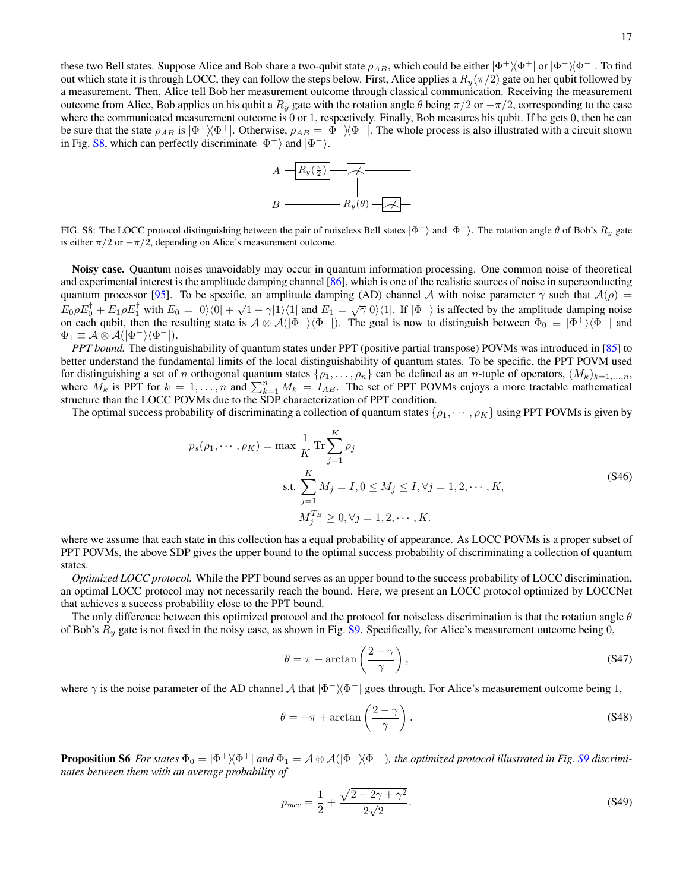these two Bell states. Suppose Alice and Bob share a two-qubit state $\rho_{AB}$, which could be either $|\Phi^+\rangle\langle\Phi^+|$ or $|\Phi^-\rangle\langle\Phi^-|$. To find out which state it is through LOCC, they can follow the steps below. First, Alice applies a $R_y(\pi/2)$ gate on her qubit followed by a measurement. Then, Alice tell Bob her measurement outcome through classical communication. Receiving the measurement outcome from Alice, Bob applies on his qubit a $R_y$ gate with the rotation angle $\theta$ being $\pi/2$ or $-\pi/2$, corresponding to the case where the communicated measurement outcome is 0 or 1, respectively. Finally, Bob measures his qubit. If he gets 0, then he can be sure that the state $\rho_{AB}$ is $|\Phi^+\rangle\langle\Phi^+|$. Otherwise, $\rho_{AB} = |\Phi^-\rangle\langle\Phi^-|$. The whole process is also illustrated with a circuit shown in Fig. S8, which can perfectly discriminate $|\Phi^+\rangle$ and $|\Phi^-\rangle$.

FIG. S8: The LOCC protocol distinguishing between the pair of noiseless Bell states $|\Phi^+\rangle$ and $|\Phi^-\rangle$. The rotation angle $\theta$ of Bob's $R_y$ gate is either $\pi/2$ or $-\pi/2$, depending on Alice's measurement outcome.

**Noisy case.** Quantum noises unavoidably may occur in quantum information processing. One common noise of theoretical and experimental interest is the amplitude damping channel [86], which is one of the realistic sources of noise in superconducting quantum processor [95]. To be specific, an amplitude damping (AD) channel $\mathcal{A}$ with noise parameter $\gamma$ such that $\mathcal{A}(\rho) = E_0\rho E_0^\dagger + E_1\rho E_1^\dagger$ with $E_0 = |0\rangle\langle 0| + \sqrt{1-\gamma}|1\rangle\langle 1|$ and $E_1 = \sqrt{\gamma}|0\rangle\langle 1|$. If $|\Phi^-\rangle$ is affected by the amplitude damping noise on each qubit, then the resulting state is $\mathcal{A}\otimes\mathcal{A}(|\Phi^-\rangle\langle\Phi^-|)$. The goal is now to distinguish between $\Phi_0 \equiv |\Phi^+\rangle\langle\Phi^+|$ and $\Phi_1 \equiv \mathcal{A}\otimes\mathcal{A}(|\Phi^-\rangle\langle\Phi^-|)$.

*PPT bound.* The distinguishability of quantum states under PPT (positive partial transpose) POVMs was introduced in [85] to better understand the fundamental limits of the local distinguishability of quantum states. To be specific, the PPT POVM used for distinguishing a set of $n$ orthogonal quantum states $\{\rho_1, \dots, \rho_n\}$ can be defined as an $n$-tuple of operators, $(M_k)_{k=1,\dots,n}$, where $M_k$ is PPT for $k = 1, \dots, n$ and $\sum_{k=1}^n M_k = I_{AB}$. The set of PPT POVMs enjoys a more tractable mathematical structure than the LOCC POVMs due to the SDP characterization of PPT condition.

The optimal success probability of discriminating a collection of quantum states $\{\rho_1, \cdots, \rho_K\}$ using PPT POVMs is given by

$$
\begin{aligned}
p_s(\rho_1, \cdots, \rho_K) = \max \ & \frac{1}{K}\operatorname{Tr}\sum_{j=1}^{K} \rho_j \\
\text{s.t.} \ & \sum_{j=1}^{K} M_j = I, 0 \le M_j \le I, \forall j = 1, 2, \cdots, K, \\
& M_j^{T_B} \ge 0, \forall j = 1, 2, \cdots, K.
\end{aligned}
\tag{S46}
$$

where we assume that each state in this collection has a equal probability of appearance. As LOCC POVMs is a proper subset of PPT POVMs, the above SDP gives the upper bound to the optimal success probability of discriminating a collection of quantum states.

*Optimized LOCC protocol.* While the PPT bound serves as an upper bound to the success probability of LOCC discrimination, an optimal LOCC protocol may not necessarily reach the bound. Here, we present an LOCC protocol optimized by LOCCNet that achieves a success probability close to the PPT bound.

The only difference between this optimized protocol and the protocol for noiseless discrimination is that the rotation angle $\theta$ of Bob's $R_y$ gate is not fixed in the noisy case, as shown in Fig. S9. Specifically, for Alice's measurement outcome being 0,

$$
\theta = \pi - \arctan\left(\frac{2-\gamma}{\gamma}\right),
\tag{S47}
$$

where $\gamma$ is the noise parameter of the AD channel $\mathcal{A}$ that $|\Phi^-\rangle\langle\Phi^-|$ goes through. For Alice's measurement outcome being 1,

$$
\theta = -\pi + \arctan\left(\frac{2-\gamma}{\gamma}\right).
\tag{S48}
$$

**Proposition S6** *For states $\Phi_0 = |\Phi^+\rangle\langle\Phi^+|$ and $\Phi_1 = \mathcal{A}\otimes\mathcal{A}(|\Phi^-\rangle\langle\Phi^-|)$, the optimized protocol illustrated in Fig. S9 discriminates between them with an average probability of*

$$
p_{succ} = \frac{1}{2} + \frac{\sqrt{2-2\gamma+\gamma^2}}{2\sqrt{2}}.
\tag{S49}
$$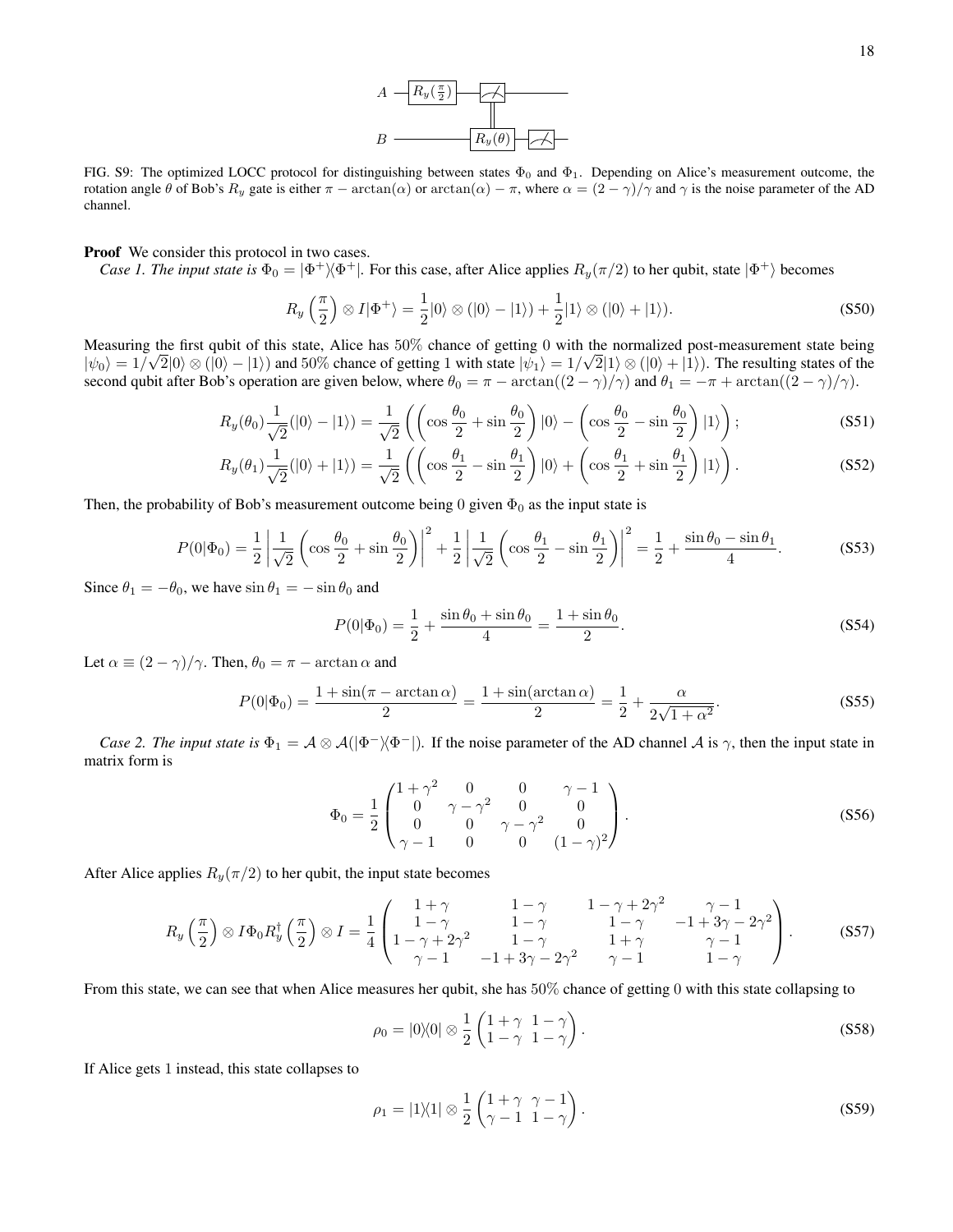FIG. S9: The optimized LOCC protocol for distinguishing between states $\Phi_0$ and $\Phi_1$. Depending on Alice's measurement outcome, the rotation angle $\theta$ of Bob's $R_y$ gate is either $\pi - \arctan(\alpha)$ or $\arctan(\alpha) - \pi$, where $\alpha = (2-\gamma)/\gamma$ and $\gamma$ is the noise parameter of the AD channel.

**Proof** We consider this protocol in two cases.

*Case 1. The input state is* $\Phi_0 = |\Phi^+\rangle\langle\Phi^+|$. For this case, after Alice applies $R_y(\pi/2)$ to her qubit, state $|\Phi^+\rangle$ becomes

$$R_y\left(\frac{\pi}{2}\right) \otimes I|\Phi^+\rangle = \frac{1}{2}|0\rangle \otimes (|0\rangle - |1\rangle) + \frac{1}{2}|1\rangle \otimes (|0\rangle + |1\rangle). \tag{S50}$$

Measuring the first qubit of this state, Alice has 50% chance of getting 0 with the normalized post-measurement state being $|\psi_0\rangle = 1/\sqrt{2}|0\rangle \otimes (|0\rangle - |1\rangle)$ and 50% chance of getting 1 with state $|\psi_1\rangle = 1/\sqrt{2}|1\rangle \otimes (|0\rangle + |1\rangle)$. The resulting states of the second qubit after Bob's operation are given below, where $\theta_0 = \pi - \arctan((2-\gamma)/\gamma)$ and $\theta_1 = -\pi + \arctan((2-\gamma)/\gamma)$.

$$R_y(\theta_0)\frac{1}{\sqrt{2}}(|0\rangle - |1\rangle) = \frac{1}{\sqrt{2}}\left(\left(\cos\frac{\theta_0}{2} + \sin\frac{\theta_0}{2}\right)|0\rangle - \left(\cos\frac{\theta_0}{2} - \sin\frac{\theta_0}{2}\right)|1\rangle\right); \tag{S51}$$

$$R_y(\theta_1)\frac{1}{\sqrt{2}}(|0\rangle + |1\rangle) = \frac{1}{\sqrt{2}}\left(\left(\cos\frac{\theta_1}{2} - \sin\frac{\theta_1}{2}\right)|0\rangle + \left(\cos\frac{\theta_1}{2} + \sin\frac{\theta_1}{2}\right)|1\rangle\right). \tag{S52}$$

Then, the probability of Bob's measurement outcome being 0 given $\Phi_0$ as the input state is

$$P(0|\Phi_0) = \frac{1}{2}\left|\frac{1}{\sqrt{2}}\left(\cos\frac{\theta_0}{2} + \sin\frac{\theta_0}{2}\right)\right|^2 + \frac{1}{2}\left|\frac{1}{\sqrt{2}}\left(\cos\frac{\theta_1}{2} - \sin\frac{\theta_1}{2}\right)\right|^2 = \frac{1}{2} + \frac{\sin\theta_0 - \sin\theta_1}{4}. \tag{S53}$$

Since $\theta_1 = -\theta_0$, we have $\sin\theta_1 = -\sin\theta_0$ and

$$P(0|\Phi_0) = \frac{1}{2} + \frac{\sin\theta_0 + \sin\theta_0}{4} = \frac{1 + \sin\theta_0}{2}. \tag{S54}$$

Let $\alpha \equiv (2-\gamma)/\gamma$. Then, $\theta_0 = \pi - \arctan\alpha$ and

$$P(0|\Phi_0) = \frac{1 + \sin(\pi - \arctan\alpha)}{2} = \frac{1 + \sin(\arctan\alpha)}{2} = \frac{1}{2} + \frac{\alpha}{2\sqrt{1+\alpha^2}}. \tag{S55}$$

*Case 2. The input state is* $\Phi_1 = \mathcal{A} \otimes \mathcal{A}(|\Phi^-\rangle\langle\Phi^-|)$. If the noise parameter of the AD channel $\mathcal{A}$ is $\gamma$, then the input state in matrix form is

$$\Phi_0 = \frac{1}{2}\begin{pmatrix} 1+\gamma^2 & 0 & 0 & \gamma-1 \\ 0 & \gamma-\gamma^2 & 0 & 0 \\ 0 & 0 & \gamma-\gamma^2 & 0 \\ \gamma-1 & 0 & 0 & (1-\gamma)^2 \end{pmatrix}. \tag{S56}$$

After Alice applies $R_y(\pi/2)$ to her qubit, the input state becomes

$$R_y\left(\frac{\pi}{2}\right) \otimes I \Phi_0 R_y^\dagger\left(\frac{\pi}{2}\right) \otimes I = \frac{1}{4}\begin{pmatrix} 1+\gamma & 1-\gamma & 1-\gamma+2\gamma^2 & \gamma-1 \\ 1-\gamma & 1-\gamma & 1-\gamma & -1+3\gamma-2\gamma^2 \\ 1-\gamma+2\gamma^2 & 1-\gamma & 1+\gamma & \gamma-1 \\ \gamma-1 & -1+3\gamma-2\gamma^2 & \gamma-1 & 1-\gamma \end{pmatrix}. \tag{S57}$$

From this state, we can see that when Alice measures her qubit, she has 50% chance of getting 0 with this state collapsing to

$$\rho_0 = |0\rangle\langle 0| \otimes \frac{1}{2}\begin{pmatrix} 1+\gamma & 1-\gamma \\ 1-\gamma & 1-\gamma \end{pmatrix}. \tag{S58}$$

If Alice gets 1 instead, this state collapses to

$$\rho_1 = |1\rangle\langle 1| \otimes \frac{1}{2}\begin{pmatrix} 1+\gamma & \gamma-1 \\ \gamma-1 & 1-\gamma \end{pmatrix}. \tag{S59}$$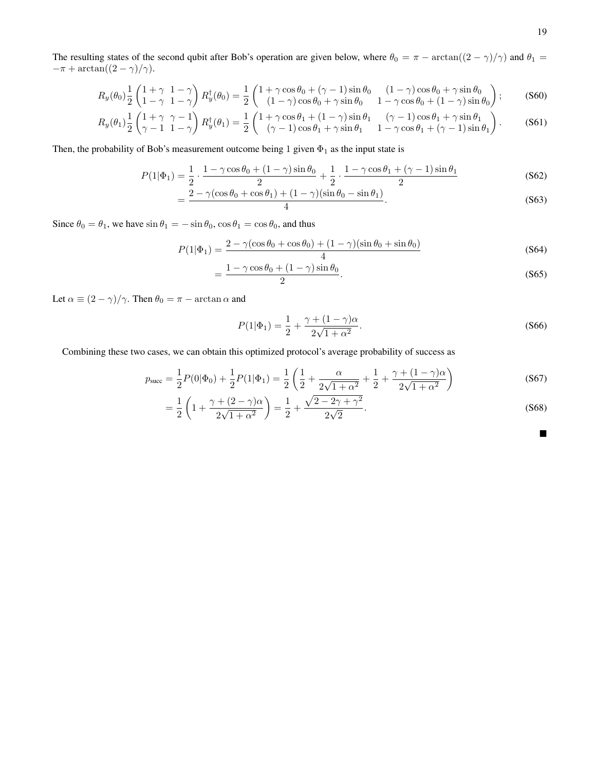The resulting states of the second qubit after Bob's operation are given below, where $\theta_0 = \pi - \arctan((2-\gamma)/\gamma)$ and $\theta_1 = -\pi + \arctan((2-\gamma)/\gamma)$.

$$R_y(\theta_0)\frac{1}{2}\begin{pmatrix} 1+\gamma & 1-\gamma \\ 1-\gamma & 1-\gamma \end{pmatrix} R_y^\dagger(\theta_0) = \frac{1}{2}\begin{pmatrix} 1+\gamma\cos\theta_0 + (\gamma-1)\sin\theta_0 & (1-\gamma)\cos\theta_0 + \gamma\sin\theta_0 \\ (1-\gamma)\cos\theta_0 + \gamma\sin\theta_0 & 1-\gamma\cos\theta_0 + (1-\gamma)\sin\theta_0 \end{pmatrix}; \tag{S60}$$

$$R_y(\theta_1)\frac{1}{2}\begin{pmatrix} 1+\gamma & \gamma-1 \\ \gamma-1 & 1-\gamma \end{pmatrix} R_y^\dagger(\theta_1) = \frac{1}{2}\begin{pmatrix} 1+\gamma\cos\theta_1 + (1-\gamma)\sin\theta_1 & (\gamma-1)\cos\theta_1 + \gamma\sin\theta_1 \\ (\gamma-1)\cos\theta_1 + \gamma\sin\theta_1 & 1-\gamma\cos\theta_1 + (\gamma-1)\sin\theta_1 \end{pmatrix}. \tag{S61}$$

Then, the probability of Bob's measurement outcome being 1 given $\Phi_1$ as the input state is

$$P(1|\Phi_1) = \frac{1}{2}\cdot\frac{1-\gamma\cos\theta_0 + (1-\gamma)\sin\theta_0}{2} + \frac{1}{2}\cdot\frac{1-\gamma\cos\theta_1 + (\gamma-1)\sin\theta_1}{2} \tag{S62}$$

$$= \frac{2-\gamma(\cos\theta_0 + \cos\theta_1) + (1-\gamma)(\sin\theta_0 - \sin\theta_1)}{4}. \tag{S63}$$

Since $\theta_0 = \theta_1$, we have $\sin\theta_1 = -\sin\theta_0$, $\cos\theta_1 = \cos\theta_0$, and thus

$$P(1|\Phi_1) = \frac{2-\gamma(\cos\theta_0 + \cos\theta_0) + (1-\gamma)(\sin\theta_0 + \sin\theta_0)}{4} \tag{S64}$$

$$= \frac{1-\gamma\cos\theta_0 + (1-\gamma)\sin\theta_0}{2}. \tag{S65}$$

Let $\alpha \equiv (2-\gamma)/\gamma$. Then $\theta_0 = \pi - \arctan\alpha$ and

$$P(1|\Phi_1) = \frac{1}{2} + \frac{\gamma + (1-\gamma)\alpha}{2\sqrt{1+\alpha^2}}. \tag{S66}$$

Combining these two cases, we can obtain this optimized protocol's average probability of success as

$$p_{\text{succ}} = \frac{1}{2}P(0|\Phi_0) + \frac{1}{2}P(1|\Phi_1) = \frac{1}{2}\left(\frac{1}{2} + \frac{\alpha}{2\sqrt{1+\alpha^2}} + \frac{1}{2} + \frac{\gamma + (1-\gamma)\alpha}{2\sqrt{1+\alpha^2}}\right) \tag{S67}$$

$$= \frac{1}{2}\left(1 + \frac{\gamma + (2-\gamma)\alpha}{2\sqrt{1+\alpha^2}}\right) = \frac{1}{2} + \frac{\sqrt{2-2\gamma+\gamma^2}}{2\sqrt{2}}. \tag{S68}$$

■